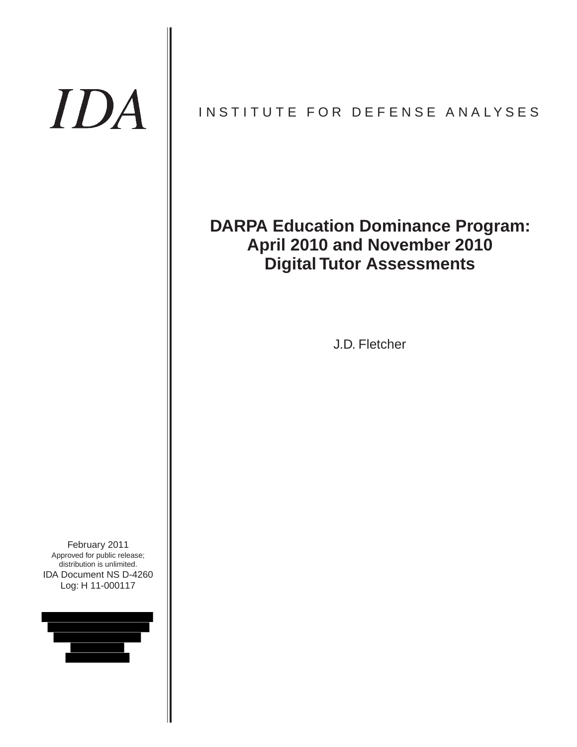IDA

INSTITUTE FOR DEFENSE ANALYSES

# DARPA Education Dominance Program: April 2010 and November 2010 Digital Tutor Assessments

J.D. Fletcher

February 2011

Approved for public release; distribution is unlimited.

IDA Document NS D-4260

Log: H 11-000117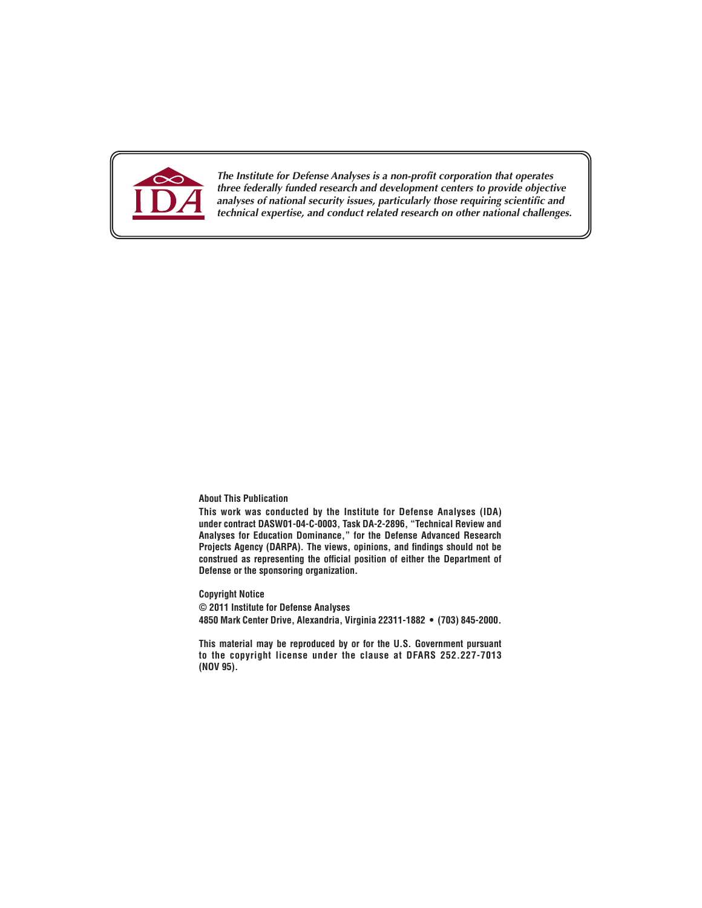*The Institute for Defense Analyses is a non-profit corporation that operates three federally funded research and development centers to provide objective analyses of national security issues, particularly those requiring scientific and technical expertise, and conduct related research on other national challenges.*

**About This Publication**

**This work was conducted by the Institute for Defense Analyses (IDA) under contract DASW01-04-C-0003, Task DA-2-2896, "Technical Review and Analyses for Education Dominance," for the Defense Advanced Research Projects Agency (DARPA). The views, opinions, and findings should not be construed as representing the official position of either the Department of Defense or the sponsoring organization.**

**Copyright Notice**

**© 2011 Institute for Defense Analyses**

**4850 Mark Center Drive, Alexandria, Virginia 22311-1882 • (703) 845-2000.**

**This material may be reproduced by or for the U.S. Government pursuant to the copyright license under the clause at DFARS 252.227-7013 (NOV 95).**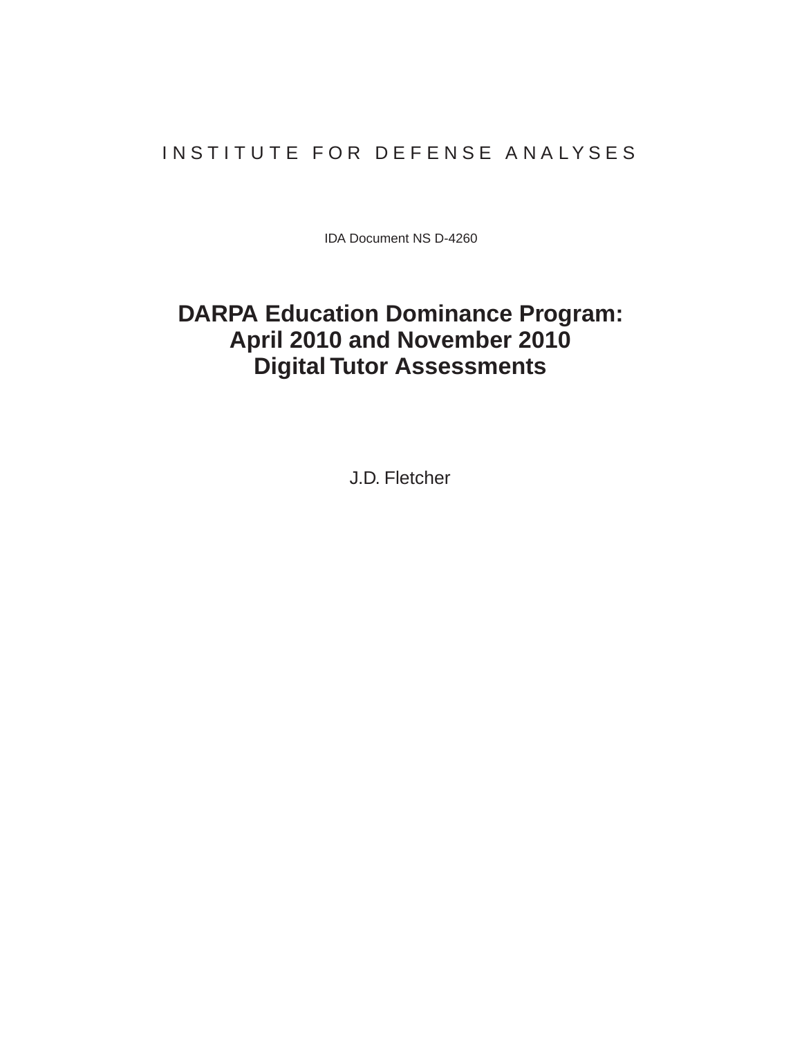INSTITUTE FOR DEFENSE ANALYSES

IDA Document NS D-4260

# DARPA Education Dominance Program: April 2010 and November 2010 Digital Tutor Assessments

J.D. Fletcher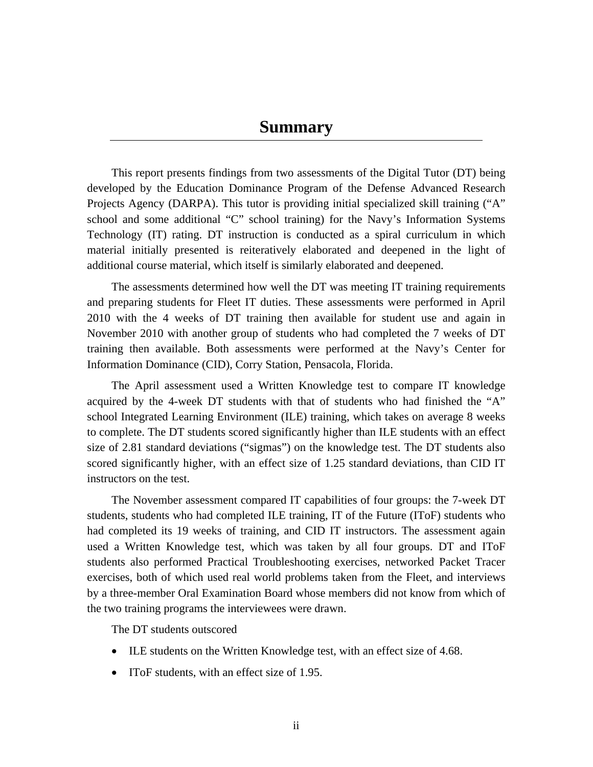# Summary

This report presents findings from two assessments of the Digital Tutor (DT) being developed by the Education Dominance Program of the Defense Advanced Research Projects Agency (DARPA). This tutor is providing initial specialized skill training ("A" school and some additional "C" school training) for the Navy's Information Systems Technology (IT) rating. DT instruction is conducted as a spiral curriculum in which material initially presented is reiteratively elaborated and deepened in the light of additional course material, which itself is similarly elaborated and deepened.

The assessments determined how well the DT was meeting IT training requirements and preparing students for Fleet IT duties. These assessments were performed in April 2010 with the 4 weeks of DT training then available for student use and again in November 2010 with another group of students who had completed the 7 weeks of DT training then available. Both assessments were performed at the Navy's Center for Information Dominance (CID), Corry Station, Pensacola, Florida.

The April assessment used a Written Knowledge test to compare IT knowledge acquired by the 4-week DT students with that of students who had finished the "A" school Integrated Learning Environment (ILE) training, which takes on average 8 weeks to complete. The DT students scored significantly higher than ILE students with an effect size of 2.81 standard deviations ("sigmas") on the knowledge test. The DT students also scored significantly higher, with an effect size of 1.25 standard deviations, than CID IT instructors on the test.

The November assessment compared IT capabilities of four groups: the 7-week DT students, students who had completed ILE training, IT of the Future (IToF) students who had completed its 19 weeks of training, and CID IT instructors. The assessment again used a Written Knowledge test, which was taken by all four groups. DT and IToF students also performed Practical Troubleshooting exercises, networked Packet Tracer exercises, both of which used real world problems taken from the Fleet, and interviews by a three-member Oral Examination Board whose members did not know from which of the two training programs the interviewees were drawn.

The DT students outscored

- ILE students on the Written Knowledge test, with an effect size of 4.68.
- IToF students, with an effect size of 1.95.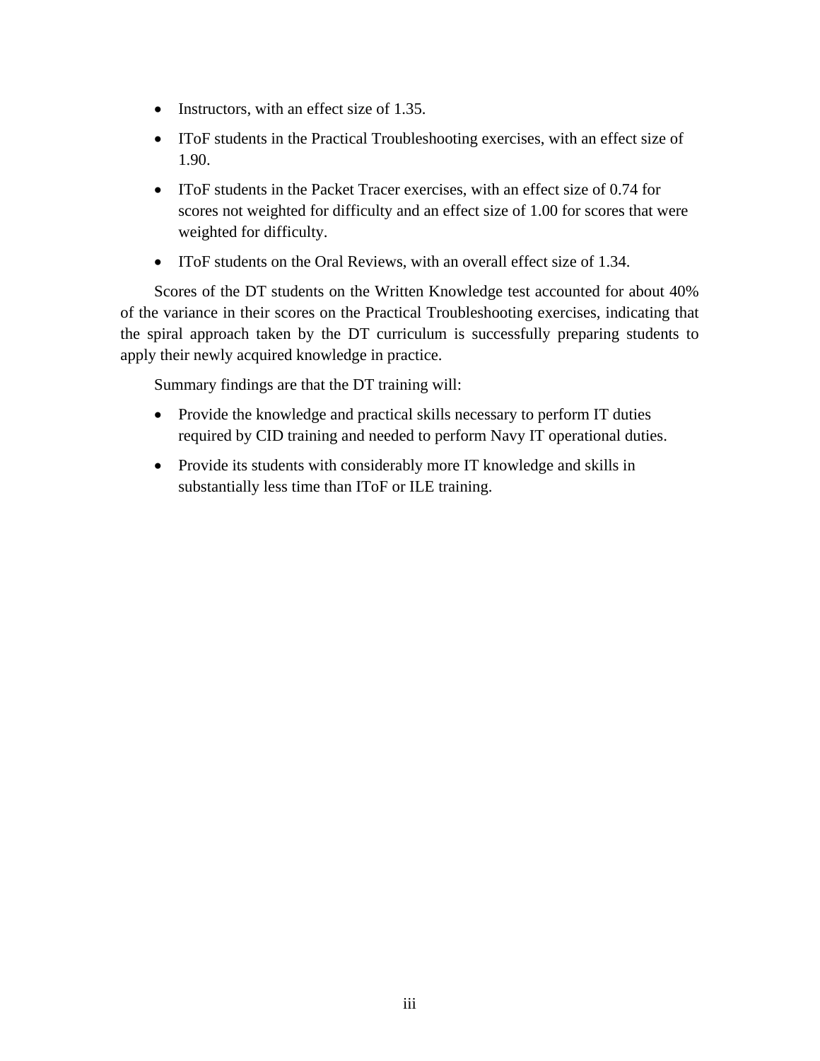- Instructors, with an effect size of 1.35.
- IToF students in the Practical Troubleshooting exercises, with an effect size of 1.90.
- IToF students in the Packet Tracer exercises, with an effect size of 0.74 for scores not weighted for difficulty and an effect size of 1.00 for scores that were weighted for difficulty.
- IToF students on the Oral Reviews, with an overall effect size of 1.34.

Scores of the DT students on the Written Knowledge test accounted for about 40% of the variance in their scores on the Practical Troubleshooting exercises, indicating that the spiral approach taken by the DT curriculum is successfully preparing students to apply their newly acquired knowledge in practice.

Summary findings are that the DT training will:

- Provide the knowledge and practical skills necessary to perform IT duties required by CID training and needed to perform Navy IT operational duties.
- Provide its students with considerably more IT knowledge and skills in substantially less time than IToF or ILE training.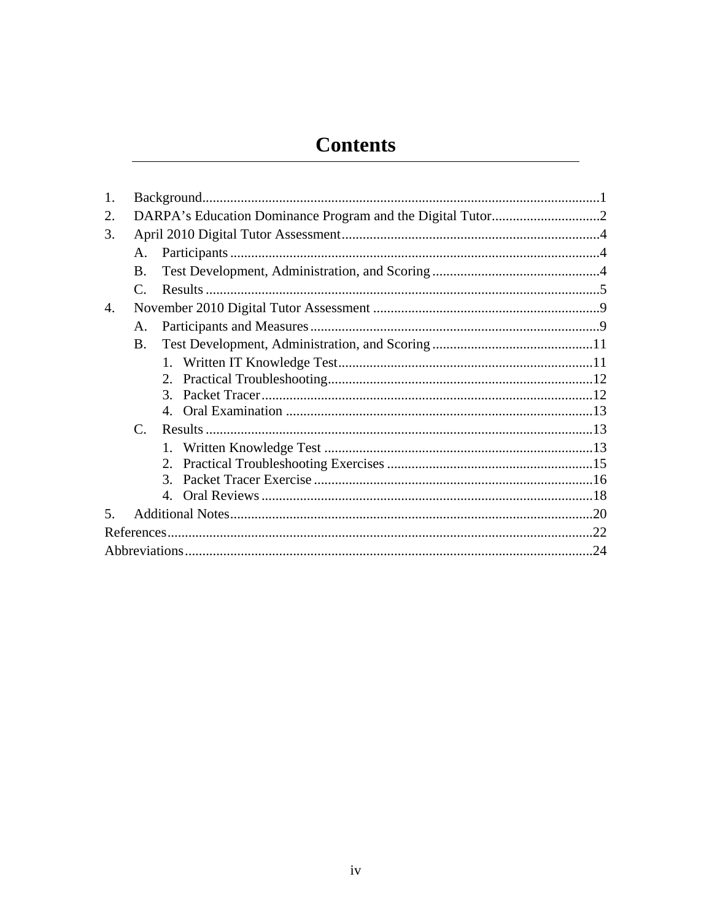# Contents

1. Background ... 1
2. DARPA's Education Dominance Program and the Digital Tutor ... 2
3. April 2010 Digital Tutor Assessment ... 4
   - A. Participants ... 4
   - B. Test Development, Administration, and Scoring ... 4
   - C. Results ... 5
4. November 2010 Digital Tutor Assessment ... 9
   - A. Participants and Measures ... 9
   - B. Test Development, Administration, and Scoring ... 11
     1. Written IT Knowledge Test ... 11
     2. Practical Troubleshooting ... 12
     3. Packet Tracer ... 12
     4. Oral Examination ... 13
   - C. Results ... 13
     1. Written Knowledge Test ... 13
     2. Practical Troubleshooting Exercises ... 15
     3. Packet Tracer Exercise ... 16
     4. Oral Reviews ... 18
5. Additional Notes ... 20

References ... 22

Abbreviations ... 24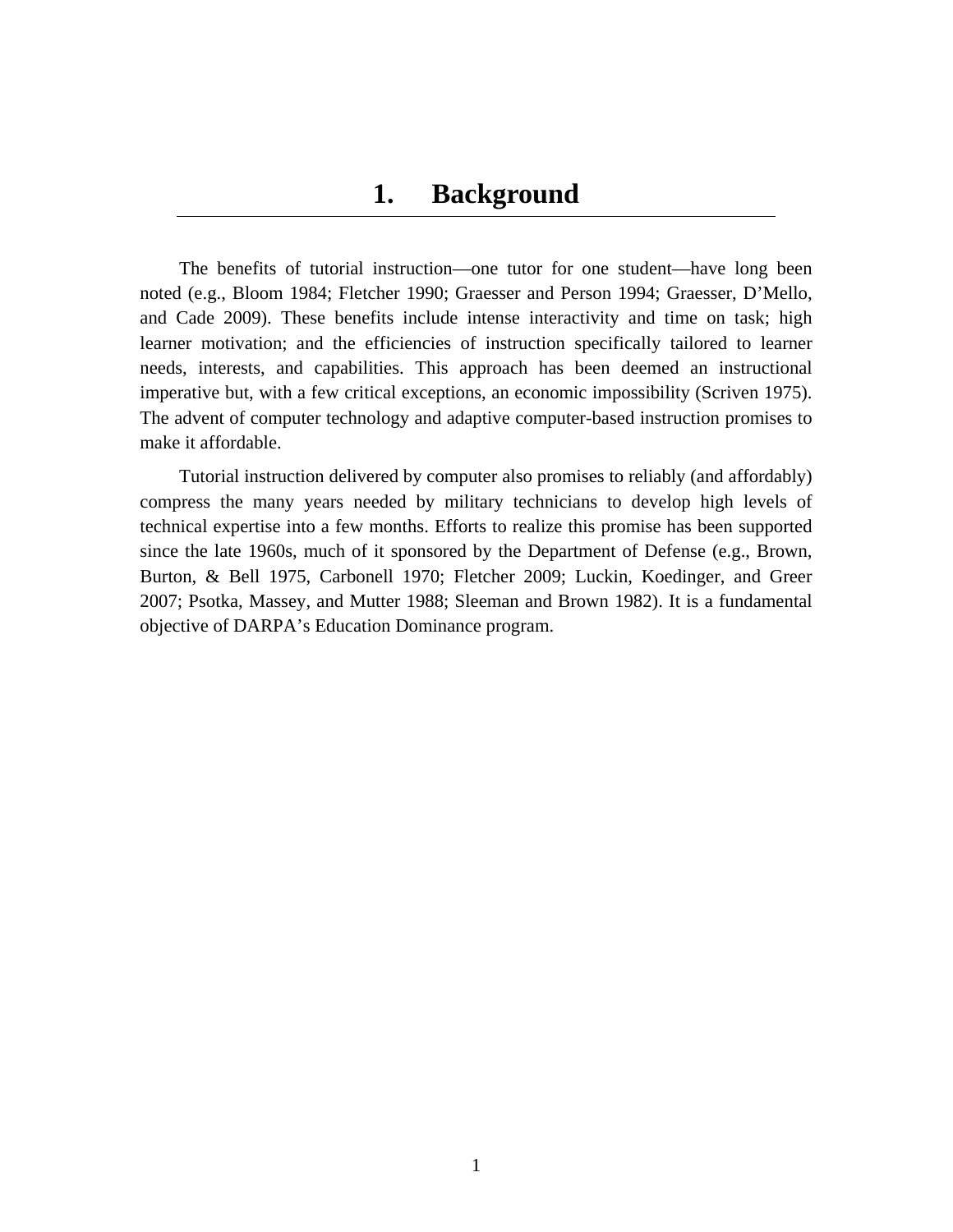# 1. Background

The benefits of tutorial instruction—one tutor for one student—have long been noted (e.g., Bloom 1984; Fletcher 1990; Graesser and Person 1994; Graesser, D'Mello, and Cade 2009). These benefits include intense interactivity and time on task; high learner motivation; and the efficiencies of instruction specifically tailored to learner needs, interests, and capabilities. This approach has been deemed an instructional imperative but, with a few critical exceptions, an economic impossibility (Scriven 1975). The advent of computer technology and adaptive computer-based instruction promises to make it affordable.

Tutorial instruction delivered by computer also promises to reliably (and affordably) compress the many years needed by military technicians to develop high levels of technical expertise into a few months. Efforts to realize this promise has been supported since the late 1960s, much of it sponsored by the Department of Defense (e.g., Brown, Burton, & Bell 1975, Carbonell 1970; Fletcher 2009; Luckin, Koedinger, and Greer 2007; Psotka, Massey, and Mutter 1988; Sleeman and Brown 1982). It is a fundamental objective of DARPA's Education Dominance program.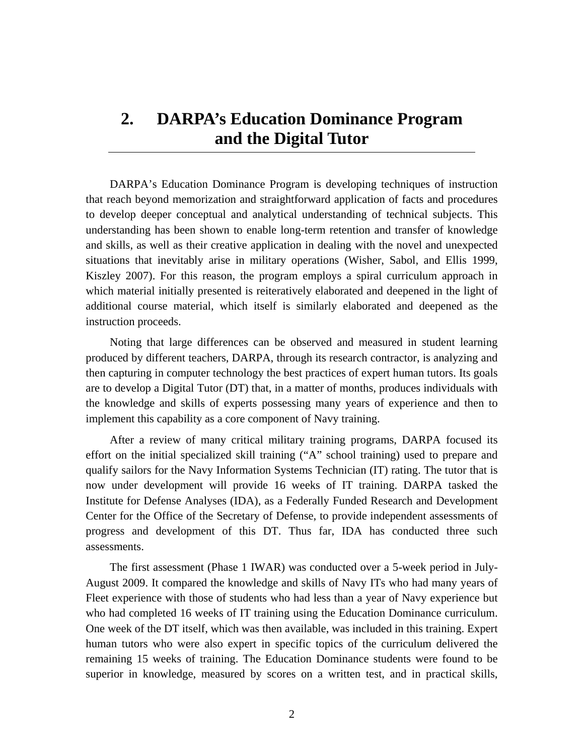# 2. DARPA's Education Dominance Program and the Digital Tutor

DARPA's Education Dominance Program is developing techniques of instruction that reach beyond memorization and straightforward application of facts and procedures to develop deeper conceptual and analytical understanding of technical subjects. This understanding has been shown to enable long-term retention and transfer of knowledge and skills, as well as their creative application in dealing with the novel and unexpected situations that inevitably arise in military operations (Wisher, Sabol, and Ellis 1999, Kiszley 2007). For this reason, the program employs a spiral curriculum approach in which material initially presented is reiteratively elaborated and deepened in the light of additional course material, which itself is similarly elaborated and deepened as the instruction proceeds.

Noting that large differences can be observed and measured in student learning produced by different teachers, DARPA, through its research contractor, is analyzing and then capturing in computer technology the best practices of expert human tutors. Its goals are to develop a Digital Tutor (DT) that, in a matter of months, produces individuals with the knowledge and skills of experts possessing many years of experience and then to implement this capability as a core component of Navy training.

After a review of many critical military training programs, DARPA focused its effort on the initial specialized skill training ("A" school training) used to prepare and qualify sailors for the Navy Information Systems Technician (IT) rating. The tutor that is now under development will provide 16 weeks of IT training. DARPA tasked the Institute for Defense Analyses (IDA), as a Federally Funded Research and Development Center for the Office of the Secretary of Defense, to provide independent assessments of progress and development of this DT. Thus far, IDA has conducted three such assessments.

The first assessment (Phase 1 IWAR) was conducted over a 5-week period in July-August 2009. It compared the knowledge and skills of Navy ITs who had many years of Fleet experience with those of students who had less than a year of Navy experience but who had completed 16 weeks of IT training using the Education Dominance curriculum. One week of the DT itself, which was then available, was included in this training. Expert human tutors who were also expert in specific topics of the curriculum delivered the remaining 15 weeks of training. The Education Dominance students were found to be superior in knowledge, measured by scores on a written test, and in practical skills,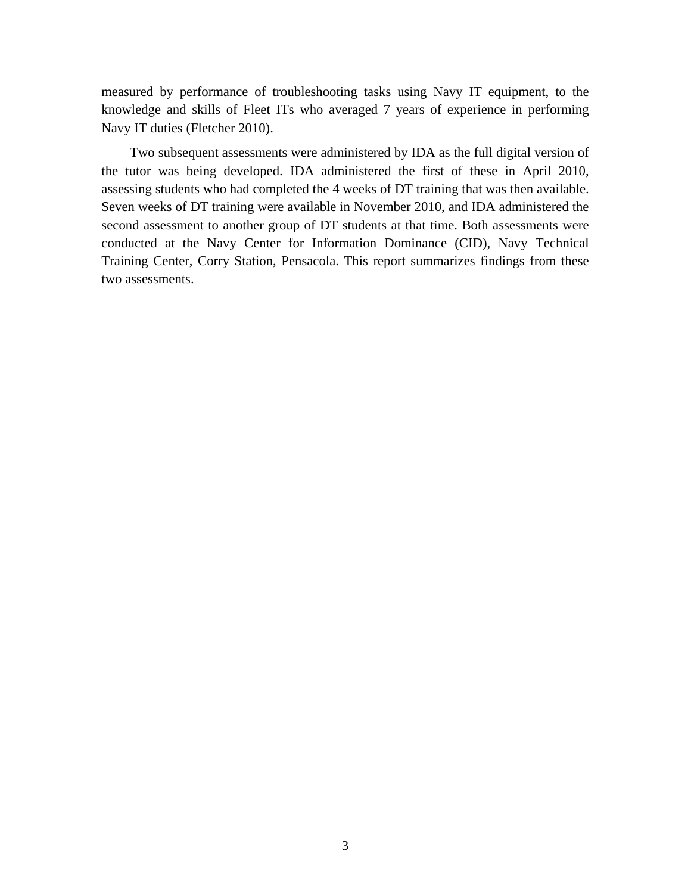measured by performance of troubleshooting tasks using Navy IT equipment, to the knowledge and skills of Fleet ITs who averaged 7 years of experience in performing Navy IT duties (Fletcher 2010).

Two subsequent assessments were administered by IDA as the full digital version of the tutor was being developed. IDA administered the first of these in April 2010, assessing students who had completed the 4 weeks of DT training that was then available. Seven weeks of DT training were available in November 2010, and IDA administered the second assessment to another group of DT students at that time. Both assessments were conducted at the Navy Center for Information Dominance (CID), Navy Technical Training Center, Corry Station, Pensacola. This report summarizes findings from these two assessments.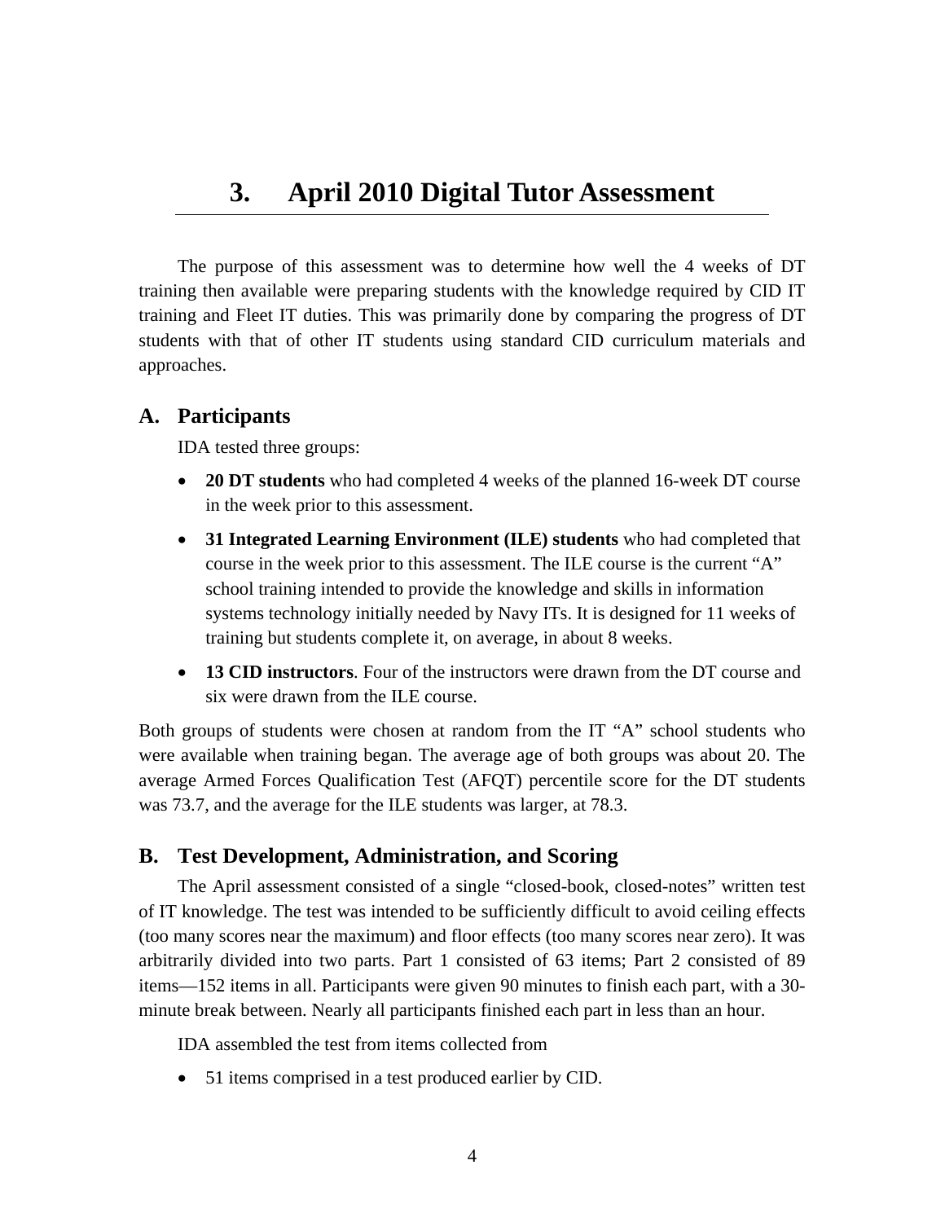# 3. April 2010 Digital Tutor Assessment

The purpose of this assessment was to determine how well the 4 weeks of DT training then available were preparing students with the knowledge required by CID IT training and Fleet IT duties. This was primarily done by comparing the progress of DT students with that of other IT students using standard CID curriculum materials and approaches.

## A. Participants

IDA tested three groups:

- **20 DT students** who had completed 4 weeks of the planned 16-week DT course in the week prior to this assessment.
- **31 Integrated Learning Environment (ILE) students** who had completed that course in the week prior to this assessment. The ILE course is the current "A" school training intended to provide the knowledge and skills in information systems technology initially needed by Navy ITs. It is designed for 11 weeks of training but students complete it, on average, in about 8 weeks.
- **13 CID instructors**. Four of the instructors were drawn from the DT course and six were drawn from the ILE course.

Both groups of students were chosen at random from the IT "A" school students who were available when training began. The average age of both groups was about 20. The average Armed Forces Qualification Test (AFQT) percentile score for the DT students was 73.7, and the average for the ILE students was larger, at 78.3.

## B. Test Development, Administration, and Scoring

The April assessment consisted of a single "closed-book, closed-notes" written test of IT knowledge. The test was intended to be sufficiently difficult to avoid ceiling effects (too many scores near the maximum) and floor effects (too many scores near zero). It was arbitrarily divided into two parts. Part 1 consisted of 63 items; Part 2 consisted of 89 items—152 items in all. Participants were given 90 minutes to finish each part, with a 30-minute break between. Nearly all participants finished each part in less than an hour.

IDA assembled the test from items collected from

- 51 items comprised in a test produced earlier by CID.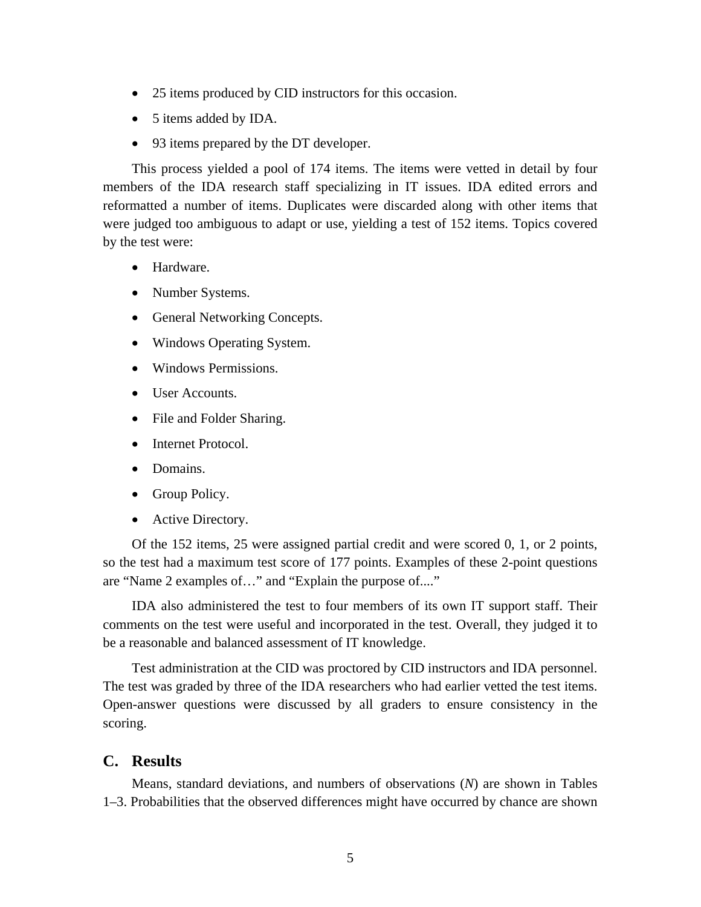- 25 items produced by CID instructors for this occasion.
- 5 items added by IDA.
- 93 items prepared by the DT developer.

This process yielded a pool of 174 items. The items were vetted in detail by four members of the IDA research staff specializing in IT issues. IDA edited errors and reformatted a number of items. Duplicates were discarded along with other items that were judged too ambiguous to adapt or use, yielding a test of 152 items. Topics covered by the test were:

- Hardware.
- Number Systems.
- General Networking Concepts.
- Windows Operating System.
- Windows Permissions.
- User Accounts.
- File and Folder Sharing.
- Internet Protocol.
- Domains.
- Group Policy.
- Active Directory.

Of the 152 items, 25 were assigned partial credit and were scored 0, 1, or 2 points, so the test had a maximum test score of 177 points. Examples of these 2-point questions are "Name 2 examples of…" and "Explain the purpose of...."

IDA also administered the test to four members of its own IT support staff. Their comments on the test were useful and incorporated in the test. Overall, they judged it to be a reasonable and balanced assessment of IT knowledge.

Test administration at the CID was proctored by CID instructors and IDA personnel. The test was graded by three of the IDA researchers who had earlier vetted the test items. Open-answer questions were discussed by all graders to ensure consistency in the scoring.

## C. Results

Means, standard deviations, and numbers of observations (*N*) are shown in Tables 1–3. Probabilities that the observed differences might have occurred by chance are shown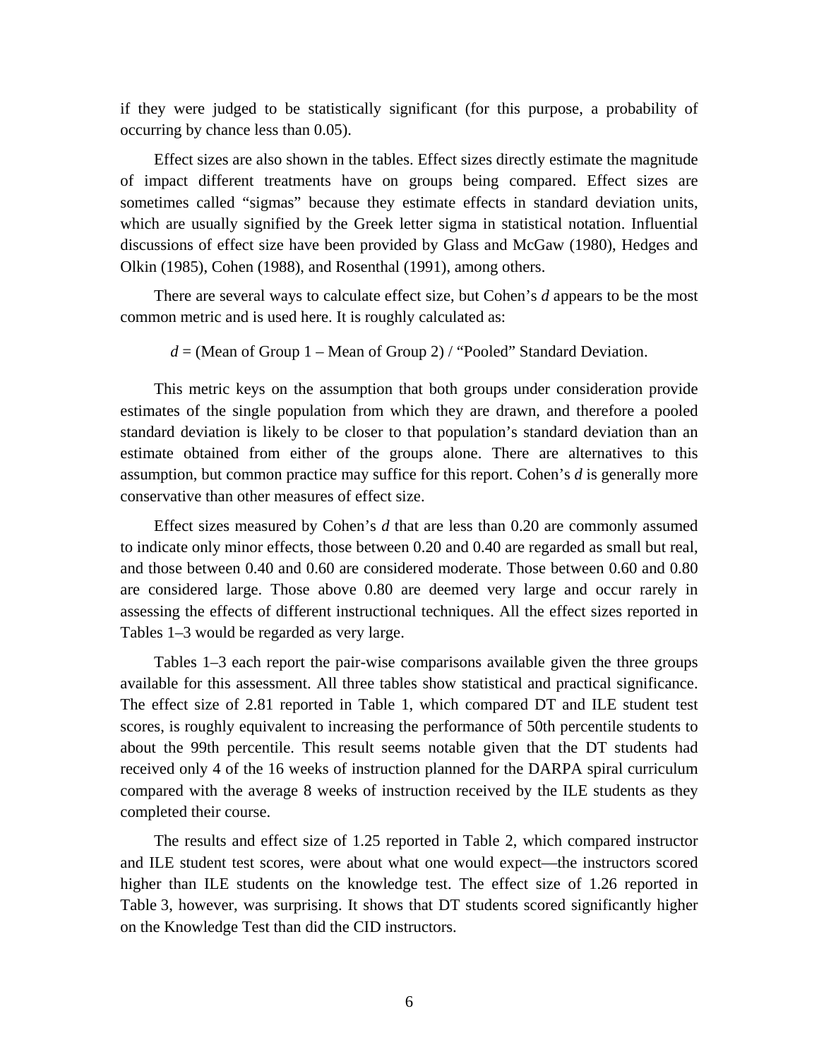if they were judged to be statistically significant (for this purpose, a probability of occurring by chance less than 0.05).

Effect sizes are also shown in the tables. Effect sizes directly estimate the magnitude of impact different treatments have on groups being compared. Effect sizes are sometimes called “sigmas” because they estimate effects in standard deviation units, which are usually signified by the Greek letter sigma in statistical notation. Influential discussions of effect size have been provided by Glass and McGaw (1980), Hedges and Olkin (1985), Cohen (1988), and Rosenthal (1991), among others.

There are several ways to calculate effect size, but Cohen’s *d* appears to be the most common metric and is used here. It is roughly calculated as:

$$d = (\text{Mean of Group 1} - \text{Mean of Group 2}) / \text{“Pooled” Standard Deviation.}$$

This metric keys on the assumption that both groups under consideration provide estimates of the single population from which they are drawn, and therefore a pooled standard deviation is likely to be closer to that population’s standard deviation than an estimate obtained from either of the groups alone. There are alternatives to this assumption, but common practice may suffice for this report. Cohen’s *d* is generally more conservative than other measures of effect size.

Effect sizes measured by Cohen’s *d* that are less than 0.20 are commonly assumed to indicate only minor effects, those between 0.20 and 0.40 are regarded as small but real, and those between 0.40 and 0.60 are considered moderate. Those between 0.60 and 0.80 are considered large. Those above 0.80 are deemed very large and occur rarely in assessing the effects of different instructional techniques. All the effect sizes reported in Tables 1–3 would be regarded as very large.

Tables 1–3 each report the pair-wise comparisons available given the three groups available for this assessment. All three tables show statistical and practical significance. The effect size of 2.81 reported in Table 1, which compared DT and ILE student test scores, is roughly equivalent to increasing the performance of 50th percentile students to about the 99th percentile. This result seems notable given that the DT students had received only 4 of the 16 weeks of instruction planned for the DARPA spiral curriculum compared with the average 8 weeks of instruction received by the ILE students as they completed their course.

The results and effect size of 1.25 reported in Table 2, which compared instructor and ILE student test scores, were about what one would expect—the instructors scored higher than ILE students on the knowledge test. The effect size of 1.26 reported in Table 3, however, was surprising. It shows that DT students scored significantly higher on the Knowledge Test than did the CID instructors.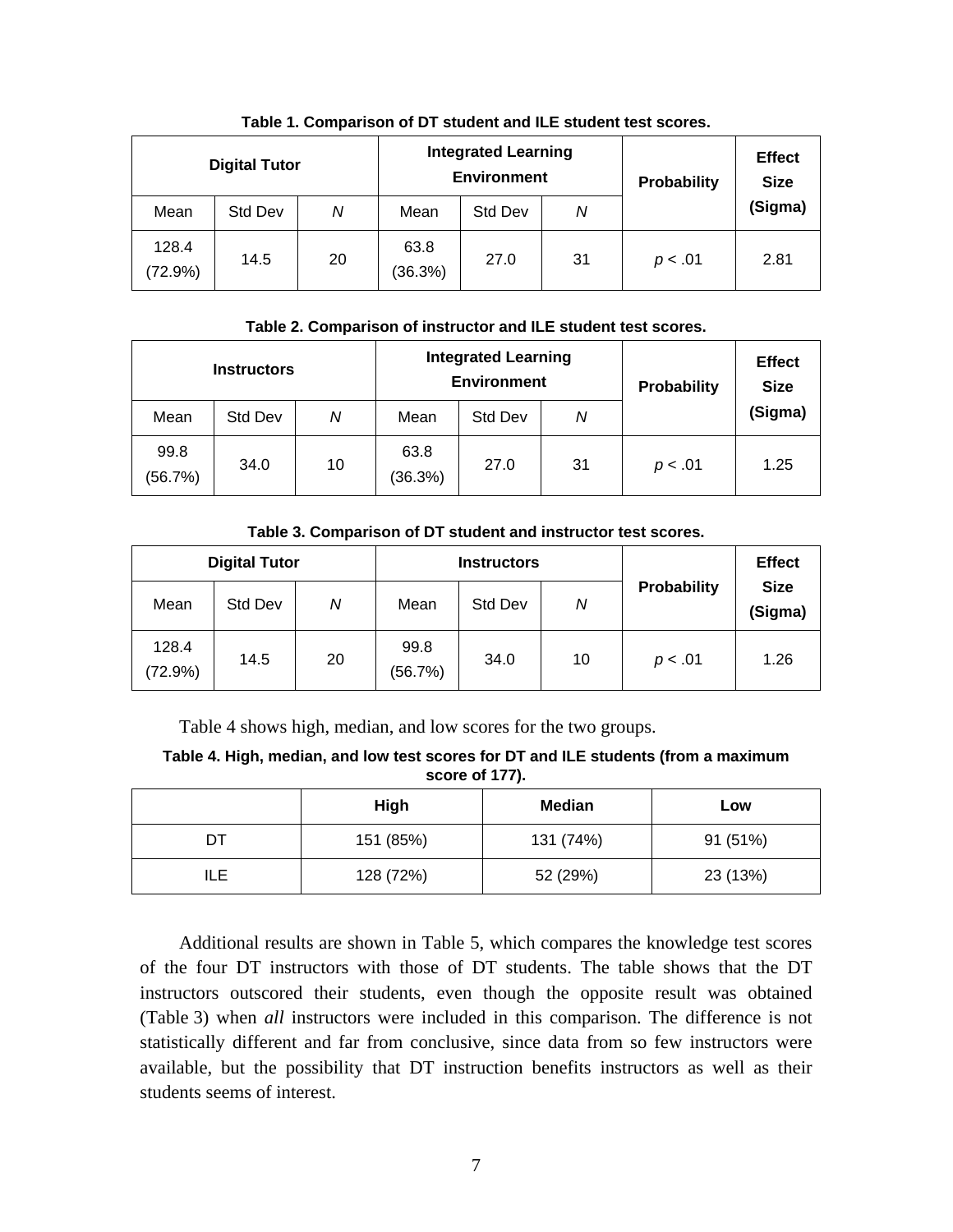**Table 1. Comparison of DT student and ILE student test scores.**

| Digital Tutor | | | Integrated Learning Environment | | | Probability | Effect Size (Sigma) |
|---|---|---|---|---|---|---|---|
| Mean | Std Dev | *N* | Mean | Std Dev | *N* | | |
| 128.4 (72.9%) | 14.5 | 20 | 63.8 (36.3%) | 27.0 | 31 | $p < .01$ | 2.81 |

**Table 2. Comparison of instructor and ILE student test scores.**

| Instructors | | | Integrated Learning Environment | | | Probability | Effect Size (Sigma) |
|---|---|---|---|---|---|---|---|
| Mean | Std Dev | *N* | Mean | Std Dev | *N* | | |
| 99.8 (56.7%) | 34.0 | 10 | 63.8 (36.3%) | 27.0 | 31 | $p < .01$ | 1.25 |

**Table 3. Comparison of DT student and instructor test scores.**

| Digital Tutor | | | Instructors | | | Probability | Effect Size (Sigma) |
|---|---|---|---|---|---|---|---|
| Mean | Std Dev | *N* | Mean | Std Dev | *N* | | |
| 128.4 (72.9%) | 14.5 | 20 | 99.8 (56.7%) | 34.0 | 10 | $p < .01$ | 1.26 |

Table 4 shows high, median, and low scores for the two groups.

**Table 4. High, median, and low test scores for DT and ILE students (from a maximum score of 177).**

| | High | Median | Low |
|---|---|---|---|
| DT | 151 (85%) | 131 (74%) | 91 (51%) |
| ILE | 128 (72%) | 52 (29%) | 23 (13%) |

Additional results are shown in Table 5, which compares the knowledge test scores of the four DT instructors with those of DT students. The table shows that the DT instructors outscored their students, even though the opposite result was obtained (Table 3) when *all* instructors were included in this comparison. The difference is not statistically different and far from conclusive, since data from so few instructors were available, but the possibility that DT instruction benefits instructors as well as their students seems of interest.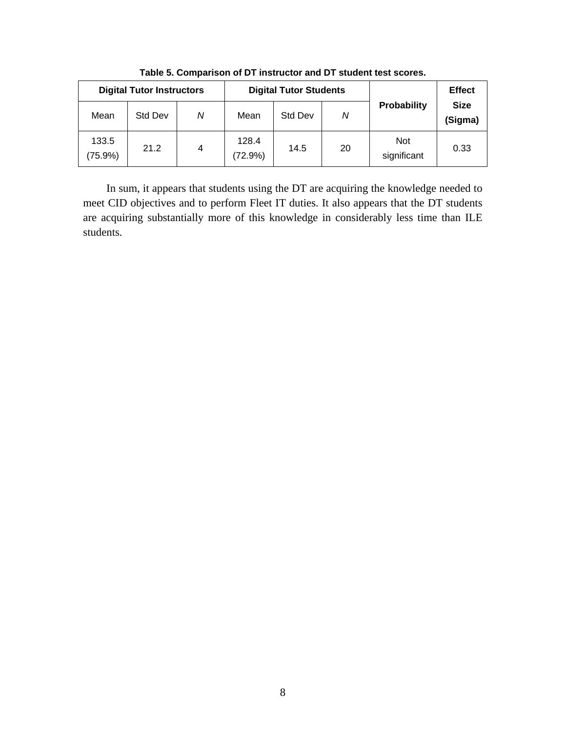**Table 5. Comparison of DT instructor and DT student test scores.**

| **Digital Tutor Instructors** | | | **Digital Tutor Students** | | | **Probability** | **Effect Size (Sigma)** |
|---|---|---|---|---|---|---|---|
| Mean | Std Dev | *N* | Mean | Std Dev | *N* | | |
| 133.5 (75.9%) | 21.2 | 4 | 128.4 (72.9%) | 14.5 | 20 | Not significant | 0.33 |

In sum, it appears that students using the DT are acquiring the knowledge needed to meet CID objectives and to perform Fleet IT duties. It also appears that the DT students are acquiring substantially more of this knowledge in considerably less time than ILE students.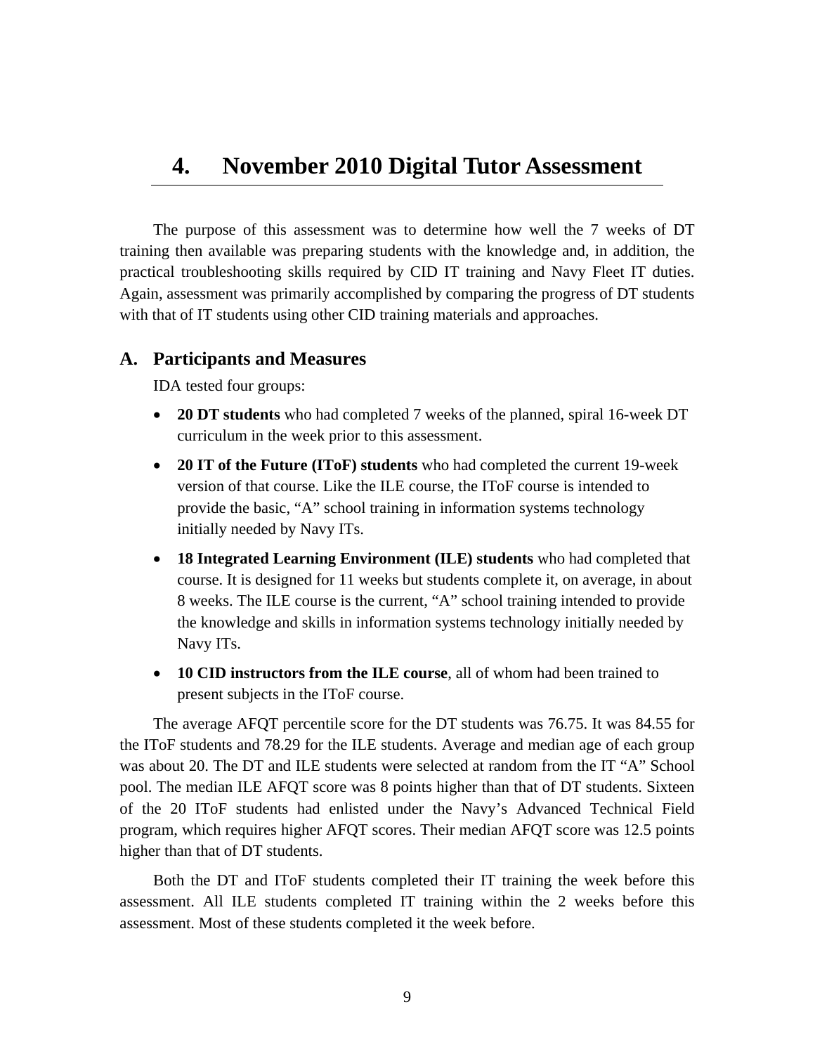# 4. November 2010 Digital Tutor Assessment

The purpose of this assessment was to determine how well the 7 weeks of DT training then available was preparing students with the knowledge and, in addition, the practical troubleshooting skills required by CID IT training and Navy Fleet IT duties. Again, assessment was primarily accomplished by comparing the progress of DT students with that of IT students using other CID training materials and approaches.

## A. Participants and Measures

IDA tested four groups:

- **20 DT students** who had completed 7 weeks of the planned, spiral 16-week DT curriculum in the week prior to this assessment.
- **20 IT of the Future (IToF) students** who had completed the current 19-week version of that course. Like the ILE course, the IToF course is intended to provide the basic, "A" school training in information systems technology initially needed by Navy ITs.
- **18 Integrated Learning Environment (ILE) students** who had completed that course. It is designed for 11 weeks but students complete it, on average, in about 8 weeks. The ILE course is the current, "A" school training intended to provide the knowledge and skills in information systems technology initially needed by Navy ITs.
- **10 CID instructors from the ILE course**, all of whom had been trained to present subjects in the IToF course.

The average AFQT percentile score for the DT students was 76.75. It was 84.55 for the IToF students and 78.29 for the ILE students. Average and median age of each group was about 20. The DT and ILE students were selected at random from the IT "A" School pool. The median ILE AFQT score was 8 points higher than that of DT students. Sixteen of the 20 IToF students had enlisted under the Navy's Advanced Technical Field program, which requires higher AFQT scores. Their median AFQT score was 12.5 points higher than that of DT students.

Both the DT and IToF students completed their IT training the week before this assessment. All ILE students completed IT training within the 2 weeks before this assessment. Most of these students completed it the week before.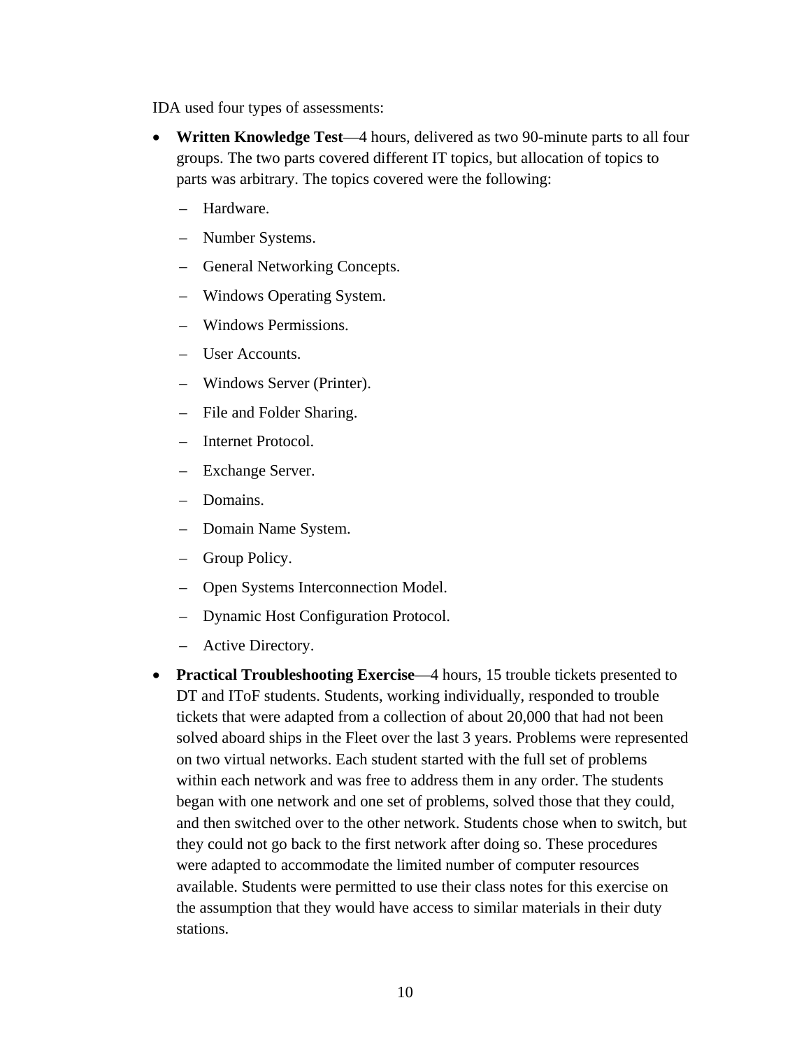IDA used four types of assessments:

- **Written Knowledge Test**—4 hours, delivered as two 90-minute parts to all four groups. The two parts covered different IT topics, but allocation of topics to parts was arbitrary. The topics covered were the following:
  - Hardware.
  - Number Systems.
  - General Networking Concepts.
  - Windows Operating System.
  - Windows Permissions.
  - User Accounts.
  - Windows Server (Printer).
  - File and Folder Sharing.
  - Internet Protocol.
  - Exchange Server.
  - Domains.
  - Domain Name System.
  - Group Policy.
  - Open Systems Interconnection Model.
  - Dynamic Host Configuration Protocol.
  - Active Directory.
- **Practical Troubleshooting Exercise**—4 hours, 15 trouble tickets presented to DT and IToF students. Students, working individually, responded to trouble tickets that were adapted from a collection of about 20,000 that had not been solved aboard ships in the Fleet over the last 3 years. Problems were represented on two virtual networks. Each student started with the full set of problems within each network and was free to address them in any order. The students began with one network and one set of problems, solved those that they could, and then switched over to the other network. Students chose when to switch, but they could not go back to the first network after doing so. These procedures were adapted to accommodate the limited number of computer resources available. Students were permitted to use their class notes for this exercise on the assumption that they would have access to similar materials in their duty stations.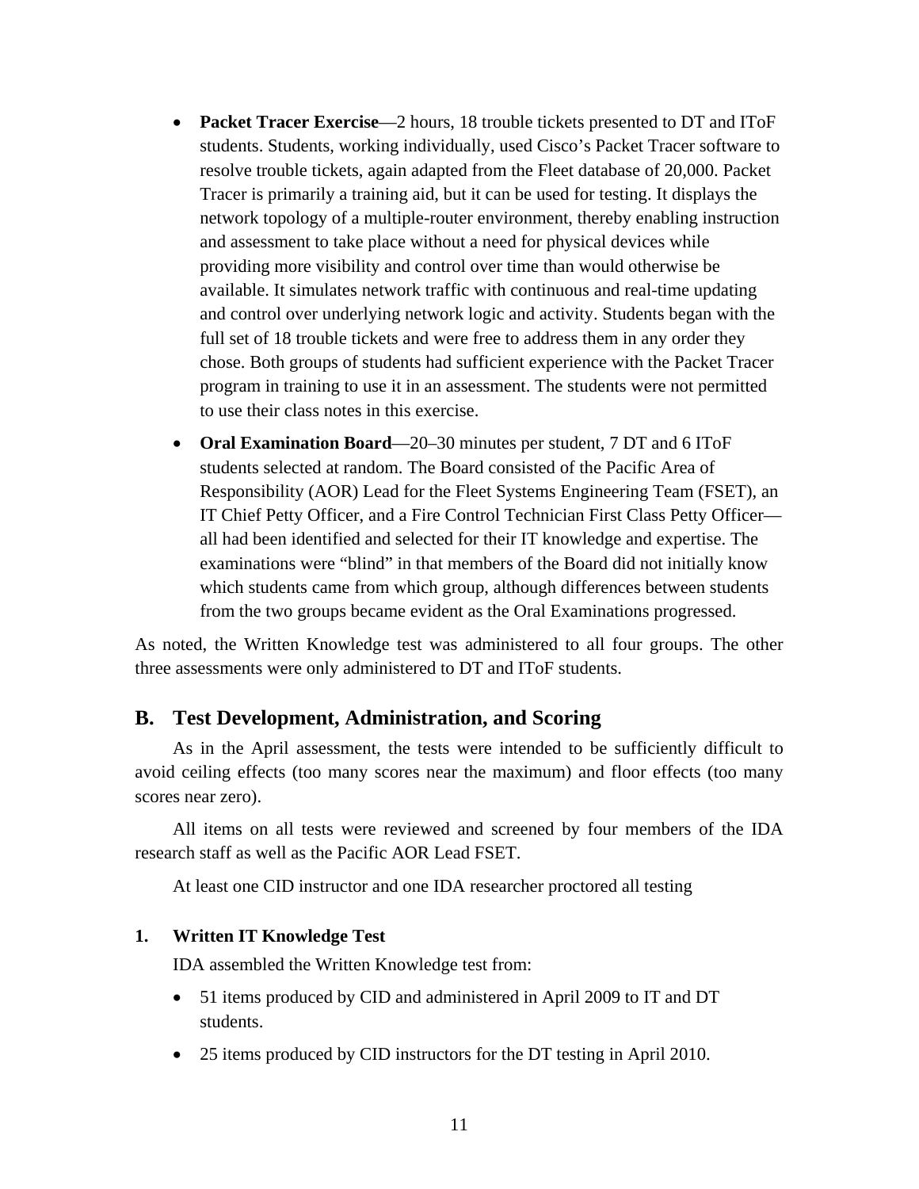- **Packet Tracer Exercise**—2 hours, 18 trouble tickets presented to DT and IToF students. Students, working individually, used Cisco's Packet Tracer software to resolve trouble tickets, again adapted from the Fleet database of 20,000. Packet Tracer is primarily a training aid, but it can be used for testing. It displays the network topology of a multiple-router environment, thereby enabling instruction and assessment to take place without a need for physical devices while providing more visibility and control over time than would otherwise be available. It simulates network traffic with continuous and real-time updating and control over underlying network logic and activity. Students began with the full set of 18 trouble tickets and were free to address them in any order they chose. Both groups of students had sufficient experience with the Packet Tracer program in training to use it in an assessment. The students were not permitted to use their class notes in this exercise.
- **Oral Examination Board**—20–30 minutes per student, 7 DT and 6 IToF students selected at random. The Board consisted of the Pacific Area of Responsibility (AOR) Lead for the Fleet Systems Engineering Team (FSET), an IT Chief Petty Officer, and a Fire Control Technician First Class Petty Officer—all had been identified and selected for their IT knowledge and expertise. The examinations were "blind" in that members of the Board did not initially know which students came from which group, although differences between students from the two groups became evident as the Oral Examinations progressed.

As noted, the Written Knowledge test was administered to all four groups. The other three assessments were only administered to DT and IToF students.

## B. Test Development, Administration, and Scoring

As in the April assessment, the tests were intended to be sufficiently difficult to avoid ceiling effects (too many scores near the maximum) and floor effects (too many scores near zero).

All items on all tests were reviewed and screened by four members of the IDA research staff as well as the Pacific AOR Lead FSET.

At least one CID instructor and one IDA researcher proctored all testing

### 1. Written IT Knowledge Test

IDA assembled the Written Knowledge test from:

- 51 items produced by CID and administered in April 2009 to IT and DT students.
- 25 items produced by CID instructors for the DT testing in April 2010.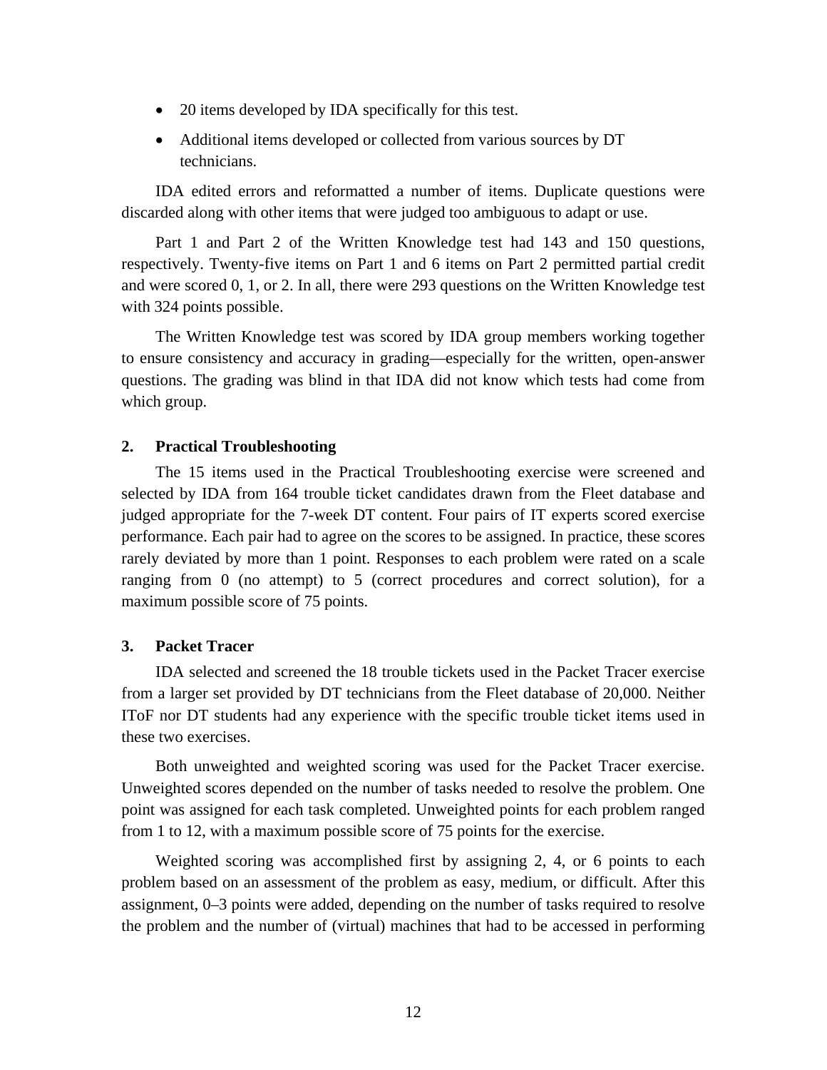- 20 items developed by IDA specifically for this test.
- Additional items developed or collected from various sources by DT technicians.

IDA edited errors and reformatted a number of items. Duplicate questions were discarded along with other items that were judged too ambiguous to adapt or use.

Part 1 and Part 2 of the Written Knowledge test had 143 and 150 questions, respectively. Twenty-five items on Part 1 and 6 items on Part 2 permitted partial credit and were scored 0, 1, or 2. In all, there were 293 questions on the Written Knowledge test with 324 points possible.

The Written Knowledge test was scored by IDA group members working together to ensure consistency and accuracy in grading—especially for the written, open-answer questions. The grading was blind in that IDA did not know which tests had come from which group.

### 2. Practical Troubleshooting

The 15 items used in the Practical Troubleshooting exercise were screened and selected by IDA from 164 trouble ticket candidates drawn from the Fleet database and judged appropriate for the 7-week DT content. Four pairs of IT experts scored exercise performance. Each pair had to agree on the scores to be assigned. In practice, these scores rarely deviated by more than 1 point. Responses to each problem were rated on a scale ranging from 0 (no attempt) to 5 (correct procedures and correct solution), for a maximum possible score of 75 points.

### 3. Packet Tracer

IDA selected and screened the 18 trouble tickets used in the Packet Tracer exercise from a larger set provided by DT technicians from the Fleet database of 20,000. Neither IToF nor DT students had any experience with the specific trouble ticket items used in these two exercises.

Both unweighted and weighted scoring was used for the Packet Tracer exercise. Unweighted scores depended on the number of tasks needed to resolve the problem. One point was assigned for each task completed. Unweighted points for each problem ranged from 1 to 12, with a maximum possible score of 75 points for the exercise.

Weighted scoring was accomplished first by assigning 2, 4, or 6 points to each problem based on an assessment of the problem as easy, medium, or difficult. After this assignment, 0–3 points were added, depending on the number of tasks required to resolve the problem and the number of (virtual) machines that had to be accessed in performing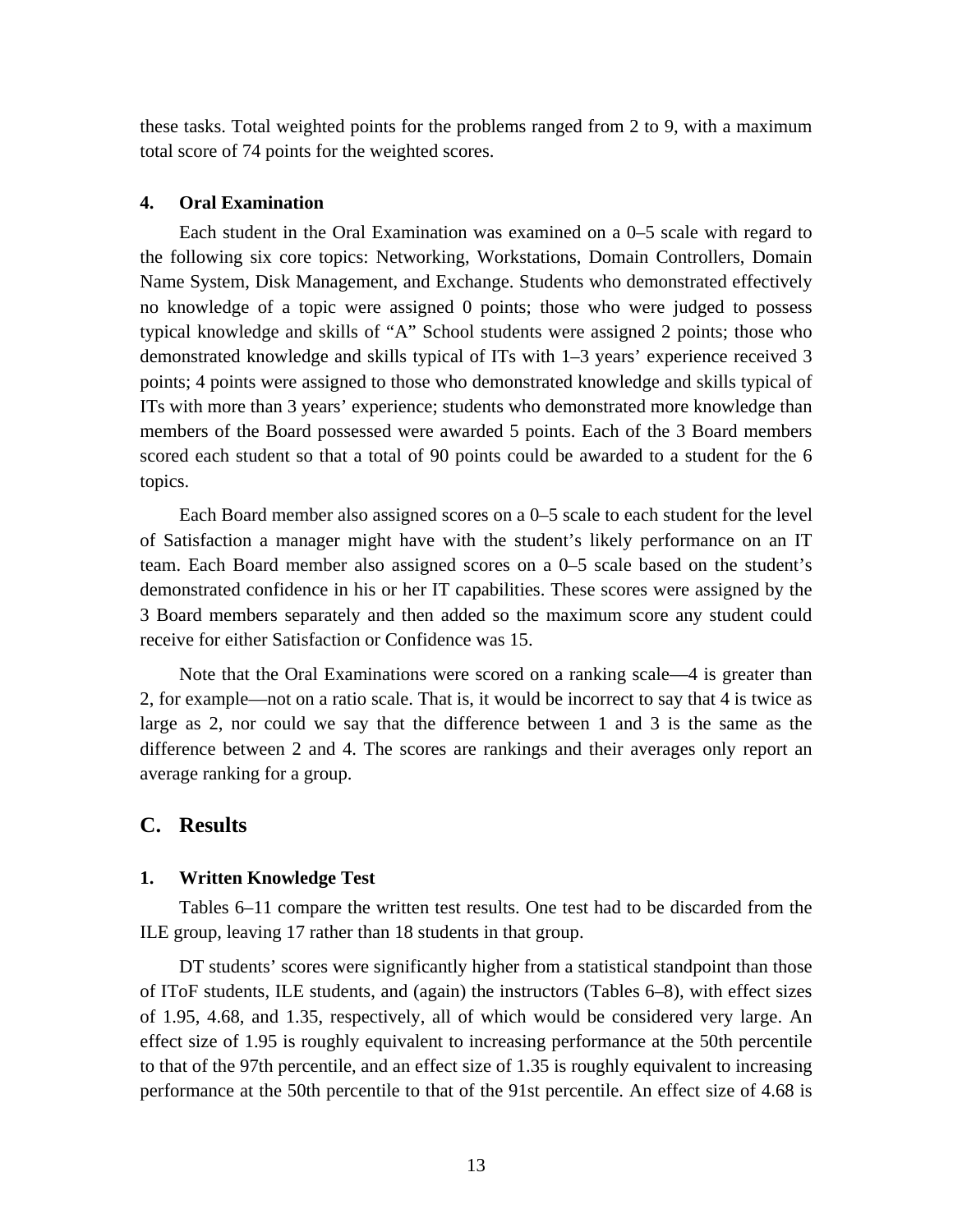these tasks. Total weighted points for the problems ranged from 2 to 9, with a maximum total score of 74 points for the weighted scores.

#### 4. Oral Examination

Each student in the Oral Examination was examined on a 0–5 scale with regard to the following six core topics: Networking, Workstations, Domain Controllers, Domain Name System, Disk Management, and Exchange. Students who demonstrated effectively no knowledge of a topic were assigned 0 points; those who were judged to possess typical knowledge and skills of "A" School students were assigned 2 points; those who demonstrated knowledge and skills typical of ITs with 1–3 years' experience received 3 points; 4 points were assigned to those who demonstrated knowledge and skills typical of ITs with more than 3 years' experience; students who demonstrated more knowledge than members of the Board possessed were awarded 5 points. Each of the 3 Board members scored each student so that a total of 90 points could be awarded to a student for the 6 topics.

Each Board member also assigned scores on a 0–5 scale to each student for the level of Satisfaction a manager might have with the student's likely performance on an IT team. Each Board member also assigned scores on a 0–5 scale based on the student's demonstrated confidence in his or her IT capabilities. These scores were assigned by the 3 Board members separately and then added so the maximum score any student could receive for either Satisfaction or Confidence was 15.

Note that the Oral Examinations were scored on a ranking scale—4 is greater than 2, for example—not on a ratio scale. That is, it would be incorrect to say that 4 is twice as large as 2, nor could we say that the difference between 1 and 3 is the same as the difference between 2 and 4. The scores are rankings and their averages only report an average ranking for a group.

## C. Results

#### 1. Written Knowledge Test

Tables 6–11 compare the written test results. One test had to be discarded from the ILE group, leaving 17 rather than 18 students in that group.

DT students' scores were significantly higher from a statistical standpoint than those of IToF students, ILE students, and (again) the instructors (Tables 6–8), with effect sizes of 1.95, 4.68, and 1.35, respectively, all of which would be considered very large. An effect size of 1.95 is roughly equivalent to increasing performance at the 50th percentile to that of the 97th percentile, and an effect size of 1.35 is roughly equivalent to increasing performance at the 50th percentile to that of the 91st percentile. An effect size of 4.68 is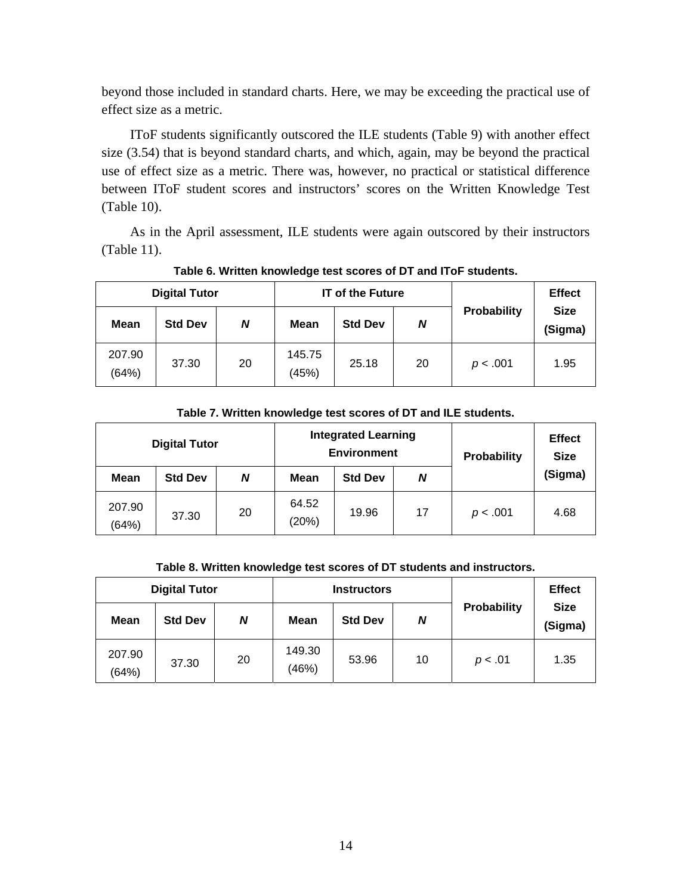beyond those included in standard charts. Here, we may be exceeding the practical use of effect size as a metric.

ITоF students significantly outscored the ILE students (Table 9) with another effect size (3.54) that is beyond standard charts, and which, again, may be beyond the practical use of effect size as a metric. There was, however, no practical or statistical difference between ITоF student scores and instructors' scores on the Written Knowledge Test (Table 10).

As in the April assessment, ILE students were again outscored by their instructors (Table 11).

**Table 6. Written knowledge test scores of DT and IToF students.**

| Digital Tutor | | | IT of the Future | | | Probability | Effect Size (Sigma) |
|---|---|---|---|---|---|---|---|
| Mean | Std Dev | *N* | Mean | Std Dev | *N* | | |
| 207.90 (64%) | 37.30 | 20 | 145.75 (45%) | 25.18 | 20 | $p < .001$ | 1.95 |

**Table 7. Written knowledge test scores of DT and ILE students.**

| Digital Tutor | | | Integrated Learning Environment | | | Probability | Effect Size (Sigma) |
|---|---|---|---|---|---|---|---|
| Mean | Std Dev | *N* | Mean | Std Dev | *N* | | |
| 207.90 (64%) | 37.30 | 20 | 64.52 (20%) | 19.96 | 17 | $p < .001$ | 4.68 |

**Table 8. Written knowledge test scores of DT students and instructors.**

| Digital Tutor | | | Instructors | | | Probability | Effect Size (Sigma) |
|---|---|---|---|---|---|---|---|
| Mean | Std Dev | *N* | Mean | Std Dev | *N* | | |
| 207.90 (64%) | 37.30 | 20 | 149.30 (46%) | 53.96 | 10 | $p < .01$ | 1.35 |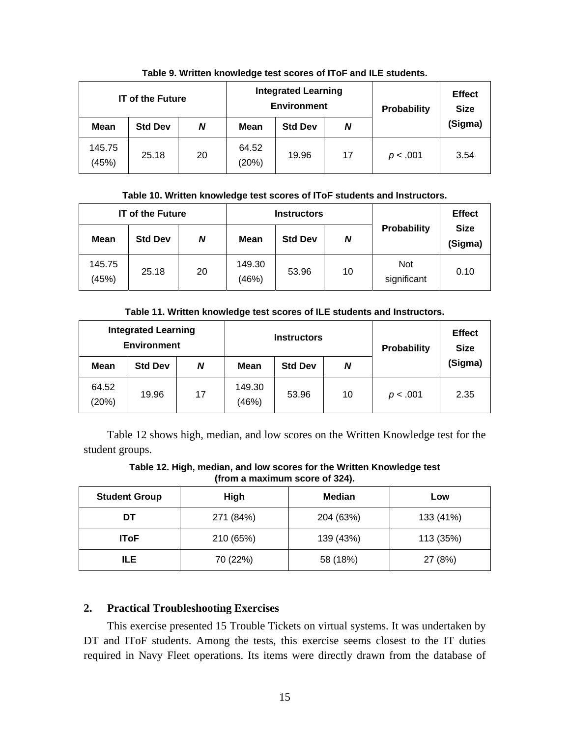**Table 9. Written knowledge test scores of IToF and ILE students.**

| IT of the Future | | | Integrated Learning Environment | | | Probability | Effect Size (Sigma) |
|---|---|---|---|---|---|---|---|
| Mean | Std Dev | *N* | Mean | Std Dev | *N* | | |
| 145.75 (45%) | 25.18 | 20 | 64.52 (20%) | 19.96 | 17 | $p < .001$ | 3.54 |

**Table 10. Written knowledge test scores of IToF students and Instructors.**

| IT of the Future | | | Instructors | | | Probability | Effect Size (Sigma) |
|---|---|---|---|---|---|---|---|
| Mean | Std Dev | *N* | Mean | Std Dev | *N* | | |
| 145.75 (45%) | 25.18 | 20 | 149.30 (46%) | 53.96 | 10 | Not significant | 0.10 |

**Table 11. Written knowledge test scores of ILE students and Instructors.**

| Integrated Learning Environment | | | Instructors | | | Probability | Effect Size (Sigma) |
|---|---|---|---|---|---|---|---|
| Mean | Std Dev | *N* | Mean | Std Dev | *N* | | |
| 64.52 (20%) | 19.96 | 17 | 149.30 (46%) | 53.96 | 10 | $p < .001$ | 2.35 |

Table 12 shows high, median, and low scores on the Written Knowledge test for the student groups.

**Table 12. High, median, and low scores for the Written Knowledge test (from a maximum score of 324).**

| Student Group | High | Median | Low |
|---|---|---|---|
| **DT** | 271 (84%) | 204 (63%) | 133 (41%) |
| **IToF** | 210 (65%) | 139 (43%) | 113 (35%) |
| **ILE** | 70 (22%) | 58 (18%) | 27 (8%) |

### 2. Practical Troubleshooting Exercises

This exercise presented 15 Trouble Tickets on virtual systems. It was undertaken by DT and IToF students. Among the tests, this exercise seems closest to the IT duties required in Navy Fleet operations. Its items were directly drawn from the database of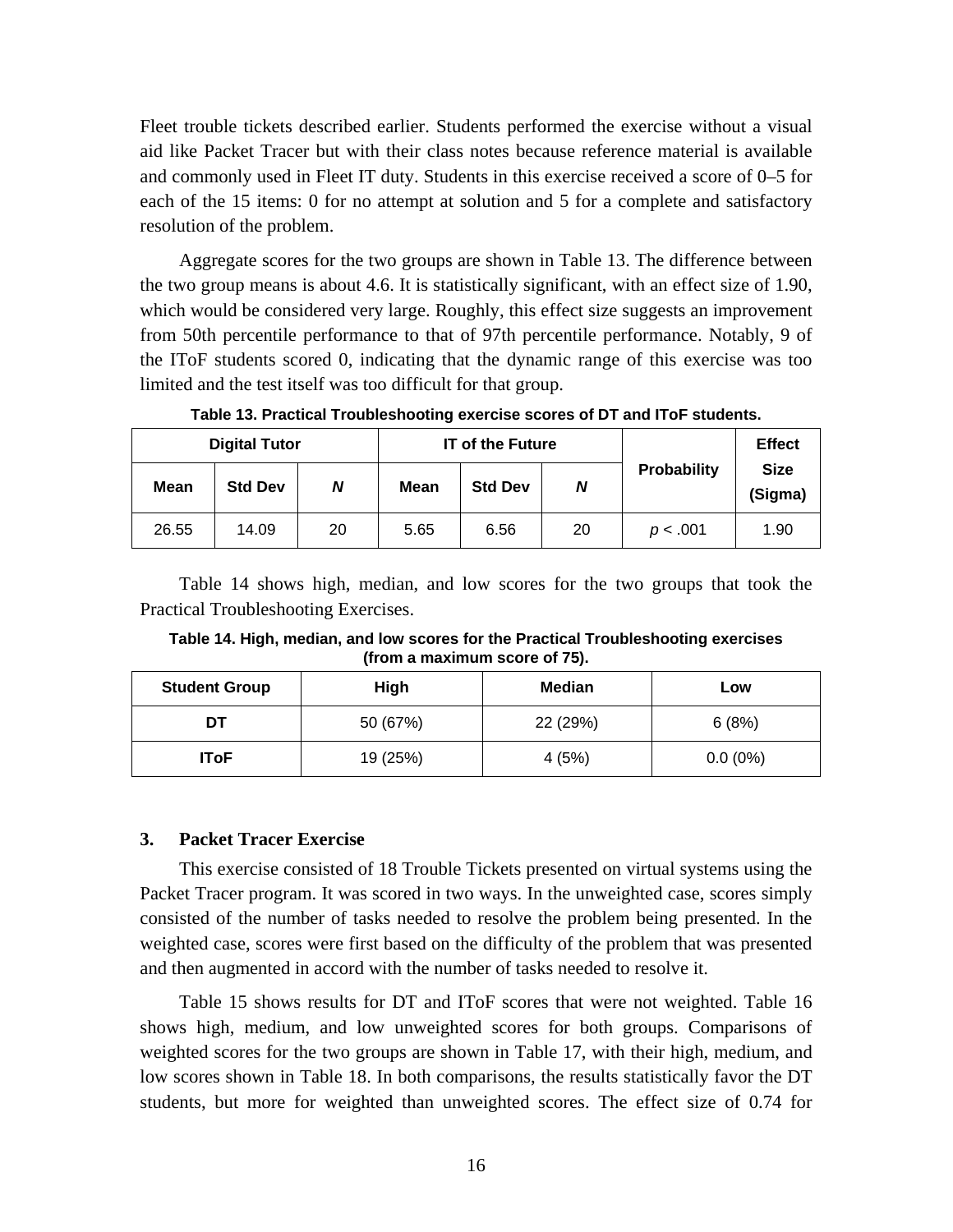Fleet trouble tickets described earlier. Students performed the exercise without a visual aid like Packet Tracer but with their class notes because reference material is available and commonly used in Fleet IT duty. Students in this exercise received a score of 0–5 for each of the 15 items: 0 for no attempt at solution and 5 for a complete and satisfactory resolution of the problem.

Aggregate scores for the two groups are shown in Table 13. The difference between the two group means is about 4.6. It is statistically significant, with an effect size of 1.90, which would be considered very large. Roughly, this effect size suggests an improvement from 50th percentile performance to that of 97th percentile performance. Notably, 9 of the IToF students scored 0, indicating that the dynamic range of this exercise was too limited and the test itself was too difficult for that group.

**Table 13. Practical Troubleshooting exercise scores of DT and IToF students.**

| Digital Tutor | | | IT of the Future | | | Probability | Effect Size (Sigma) |
|---|---|---|---|---|---|---|---|
| Mean | Std Dev | *N* | Mean | Std Dev | *N* | | |
| 26.55 | 14.09 | 20 | 5.65 | 6.56 | 20 | $p < .001$ | 1.90 |

Table 14 shows high, median, and low scores for the two groups that took the Practical Troubleshooting Exercises.

**Table 14. High, median, and low scores for the Practical Troubleshooting exercises (from a maximum score of 75).**

| Student Group | High | Median | Low |
|---|---|---|---|
| **DT** | 50 (67%) | 22 (29%) | 6 (8%) |
| **IToF** | 19 (25%) | 4 (5%) | 0.0 (0%) |

### 3. Packet Tracer Exercise

This exercise consisted of 18 Trouble Tickets presented on virtual systems using the Packet Tracer program. It was scored in two ways. In the unweighted case, scores simply consisted of the number of tasks needed to resolve the problem being presented. In the weighted case, scores were first based on the difficulty of the problem that was presented and then augmented in accord with the number of tasks needed to resolve it.

Table 15 shows results for DT and IToF scores that were not weighted. Table 16 shows high, medium, and low unweighted scores for both groups. Comparisons of weighted scores for the two groups are shown in Table 17, with their high, medium, and low scores shown in Table 18. In both comparisons, the results statistically favor the DT students, but more for weighted than unweighted scores. The effect size of 0.74 for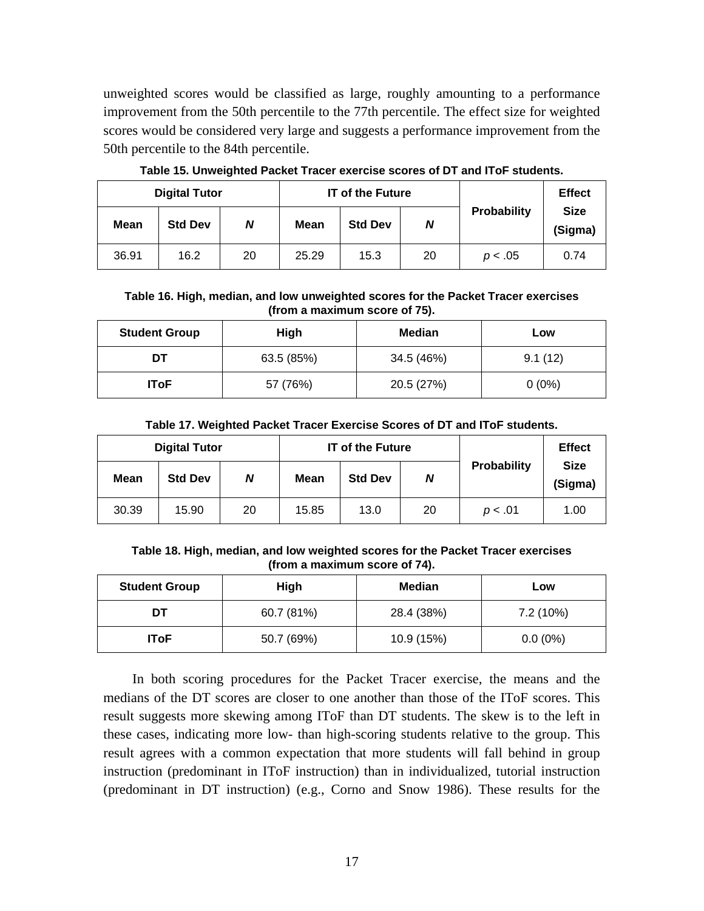unweighted scores would be classified as large, roughly amounting to a performance improvement from the 50th percentile to the 77th percentile. The effect size for weighted scores would be considered very large and suggests a performance improvement from the 50th percentile to the 84th percentile.

**Table 15. Unweighted Packet Tracer exercise scores of DT and IToF students.**

| Digital Tutor | | | IT of the Future | | | Probability | Effect Size (Sigma) |
|---|---|---|---|---|---|---|---|
| Mean | Std Dev | *N* | Mean | Std Dev | *N* | | |
| 36.91 | 16.2 | 20 | 25.29 | 15.3 | 20 | $p < .05$ | 0.74 |

**Table 16. High, median, and low unweighted scores for the Packet Tracer exercises (from a maximum score of 75).**

| Student Group | High | Median | Low |
|---|---|---|---|
| **DT** | 63.5 (85%) | 34.5 (46%) | 9.1 (12) |
| **IToF** | 57 (76%) | 20.5 (27%) | 0 (0%) |

**Table 17. Weighted Packet Tracer Exercise Scores of DT and IToF students.**

| Digital Tutor | | | IT of the Future | | | Probability | Effect Size (Sigma) |
|---|---|---|---|---|---|---|---|
| Mean | Std Dev | *N* | Mean | Std Dev | *N* | | |
| 30.39 | 15.90 | 20 | 15.85 | 13.0 | 20 | $p < .01$ | 1.00 |

**Table 18. High, median, and low weighted scores for the Packet Tracer exercises (from a maximum score of 74).**

| Student Group | High | Median | Low |
|---|---|---|---|
| **DT** | 60.7 (81%) | 28.4 (38%) | 7.2 (10%) |
| **IToF** | 50.7 (69%) | 10.9 (15%) | 0.0 (0%) |

In both scoring procedures for the Packet Tracer exercise, the means and the medians of the DT scores are closer to one another than those of the IToF scores. This result suggests more skewing among IToF than DT students. The skew is to the left in these cases, indicating more low- than high-scoring students relative to the group. This result agrees with a common expectation that more students will fall behind in group instruction (predominant in IToF instruction) than in individualized, tutorial instruction (predominant in DT instruction) (e.g., Corno and Snow 1986). These results for the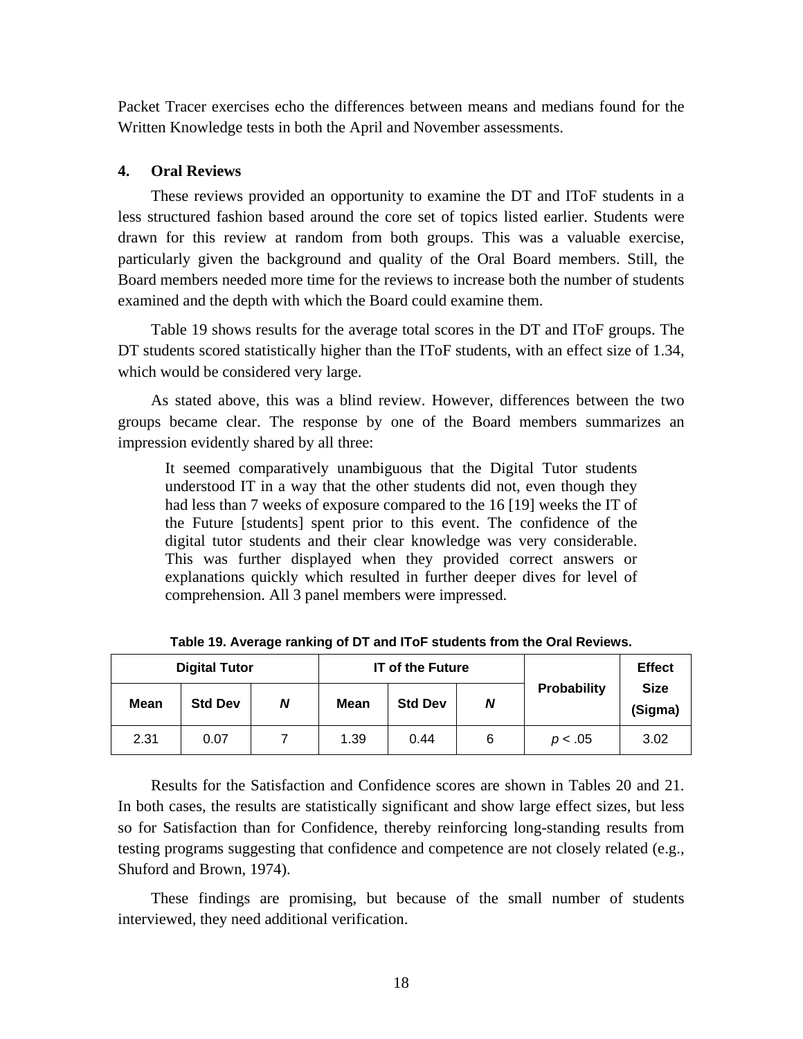Packet Tracer exercises echo the differences between means and medians found for the Written Knowledge tests in both the April and November assessments.

### 4. Oral Reviews

These reviews provided an opportunity to examine the DT and IToF students in a less structured fashion based around the core set of topics listed earlier. Students were drawn for this review at random from both groups. This was a valuable exercise, particularly given the background and quality of the Oral Board members. Still, the Board members needed more time for the reviews to increase both the number of students examined and the depth with which the Board could examine them.

Table 19 shows results for the average total scores in the DT and IToF groups. The DT students scored statistically higher than the IToF students, with an effect size of 1.34, which would be considered very large.

As stated above, this was a blind review. However, differences between the two groups became clear. The response by one of the Board members summarizes an impression evidently shared by all three:

> It seemed comparatively unambiguous that the Digital Tutor students understood IT in a way that the other students did not, even though they had less than 7 weeks of exposure compared to the 16 [19] weeks the IT of the Future [students] spent prior to this event. The confidence of the digital tutor students and their clear knowledge was very considerable. This was further displayed when they provided correct answers or explanations quickly which resulted in further deeper dives for level of comprehension. All 3 panel members were impressed.

**Table 19. Average ranking of DT and IToF students from the Oral Reviews.**

| Digital Tutor | | | IT of the Future | | | Probability | Effect Size (Sigma) |
|---|---|---|---|---|---|---|---|
| Mean | Std Dev | *N* | Mean | Std Dev | *N* | | |
| 2.31 | 0.07 | 7 | 1.39 | 0.44 | 6 | $p < .05$ | 3.02 |

Results for the Satisfaction and Confidence scores are shown in Tables 20 and 21. In both cases, the results are statistically significant and show large effect sizes, but less so for Satisfaction than for Confidence, thereby reinforcing long-standing results from testing programs suggesting that confidence and competence are not closely related (e.g., Shuford and Brown, 1974).

These findings are promising, but because of the small number of students interviewed, they need additional verification.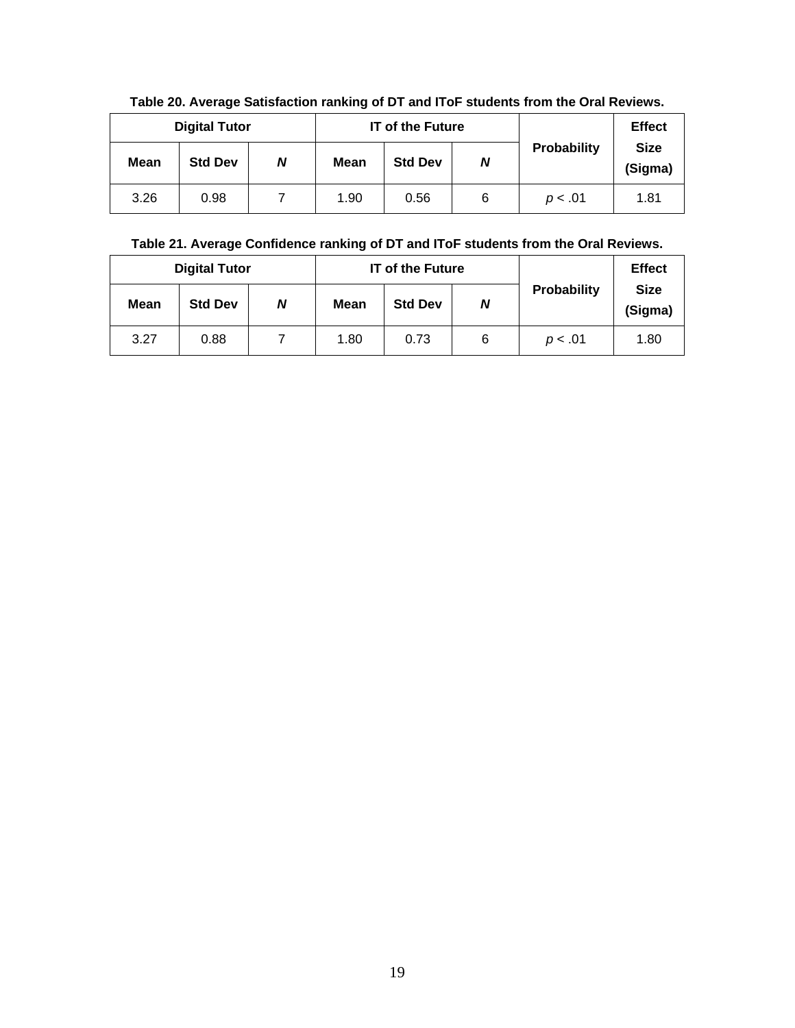**Table 20. Average Satisfaction ranking of DT and IToF students from the Oral Reviews.**

| Digital Tutor | | | IT of the Future | | | Probability | Effect Size (Sigma) |
|---|---|---|---|---|---|---|---|
| Mean | Std Dev | *N* | Mean | Std Dev | *N* | | |
| 3.26 | 0.98 | 7 | 1.90 | 0.56 | 6 | $p < .01$ | 1.81 |

**Table 21. Average Confidence ranking of DT and IToF students from the Oral Reviews.**

| Digital Tutor | | | IT of the Future | | | Probability | Effect Size (Sigma) |
|---|---|---|---|---|---|---|---|
| Mean | Std Dev | *N* | Mean | Std Dev | *N* | | |
| 3.27 | 0.88 | 7 | 1.80 | 0.73 | 6 | $p < .01$ | 1.80 |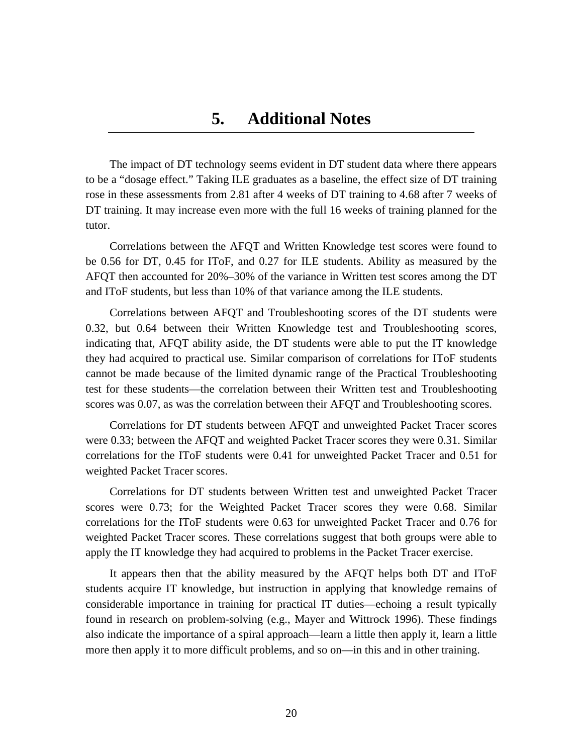# 5. Additional Notes

The impact of DT technology seems evident in DT student data where there appears to be a "dosage effect." Taking ILE graduates as a baseline, the effect size of DT training rose in these assessments from 2.81 after 4 weeks of DT training to 4.68 after 7 weeks of DT training. It may increase even more with the full 16 weeks of training planned for the tutor.

Correlations between the AFQT and Written Knowledge test scores were found to be 0.56 for DT, 0.45 for IToF, and 0.27 for ILE students. Ability as measured by the AFQT then accounted for 20%–30% of the variance in Written test scores among the DT and IToF students, but less than 10% of that variance among the ILE students.

Correlations between AFQT and Troubleshooting scores of the DT students were 0.32, but 0.64 between their Written Knowledge test and Troubleshooting scores, indicating that, AFQT ability aside, the DT students were able to put the IT knowledge they had acquired to practical use. Similar comparison of correlations for IToF students cannot be made because of the limited dynamic range of the Practical Troubleshooting test for these students—the correlation between their Written test and Troubleshooting scores was 0.07, as was the correlation between their AFQT and Troubleshooting scores.

Correlations for DT students between AFQT and unweighted Packet Tracer scores were 0.33; between the AFQT and weighted Packet Tracer scores they were 0.31. Similar correlations for the IToF students were 0.41 for unweighted Packet Tracer and 0.51 for weighted Packet Tracer scores.

Correlations for DT students between Written test and unweighted Packet Tracer scores were 0.73; for the Weighted Packet Tracer scores they were 0.68. Similar correlations for the IToF students were 0.63 for unweighted Packet Tracer and 0.76 for weighted Packet Tracer scores. These correlations suggest that both groups were able to apply the IT knowledge they had acquired to problems in the Packet Tracer exercise.

It appears then that the ability measured by the AFQT helps both DT and IToF students acquire IT knowledge, but instruction in applying that knowledge remains of considerable importance in training for practical IT duties—echoing a result typically found in research on problem-solving (e.g., Mayer and Wittrock 1996). These findings also indicate the importance of a spiral approach—learn a little then apply it, learn a little more then apply it to more difficult problems, and so on—in this and in other training.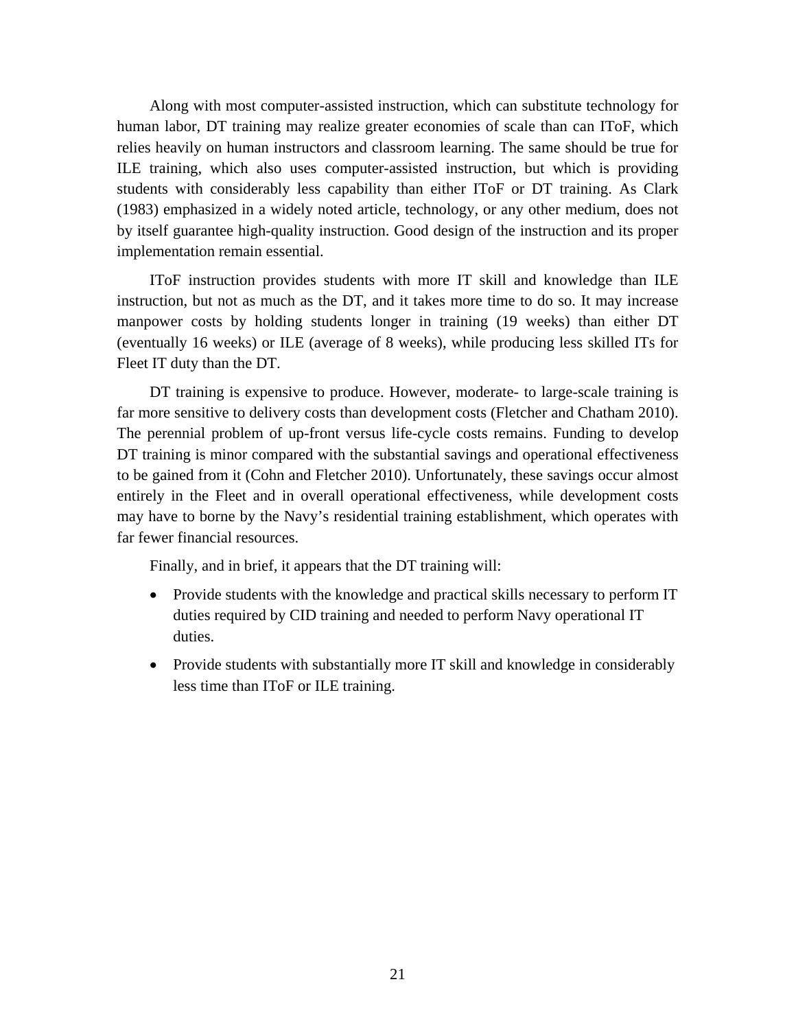Along with most computer-assisted instruction, which can substitute technology for human labor, DT training may realize greater economies of scale than can IToF, which relies heavily on human instructors and classroom learning. The same should be true for ILE training, which also uses computer-assisted instruction, but which is providing students with considerably less capability than either IToF or DT training. As Clark (1983) emphasized in a widely noted article, technology, or any other medium, does not by itself guarantee high-quality instruction. Good design of the instruction and its proper implementation remain essential.

IToF instruction provides students with more IT skill and knowledge than ILE instruction, but not as much as the DT, and it takes more time to do so. It may increase manpower costs by holding students longer in training (19 weeks) than either DT (eventually 16 weeks) or ILE (average of 8 weeks), while producing less skilled ITs for Fleet IT duty than the DT.

DT training is expensive to produce. However, moderate- to large-scale training is far more sensitive to delivery costs than development costs (Fletcher and Chatham 2010). The perennial problem of up-front versus life-cycle costs remains. Funding to develop DT training is minor compared with the substantial savings and operational effectiveness to be gained from it (Cohn and Fletcher 2010). Unfortunately, these savings occur almost entirely in the Fleet and in overall operational effectiveness, while development costs may have to borne by the Navy's residential training establishment, which operates with far fewer financial resources.

Finally, and in brief, it appears that the DT training will:

- Provide students with the knowledge and practical skills necessary to perform IT duties required by CID training and needed to perform Navy operational IT duties.
- Provide students with substantially more IT skill and knowledge in considerably less time than IToF or ILE training.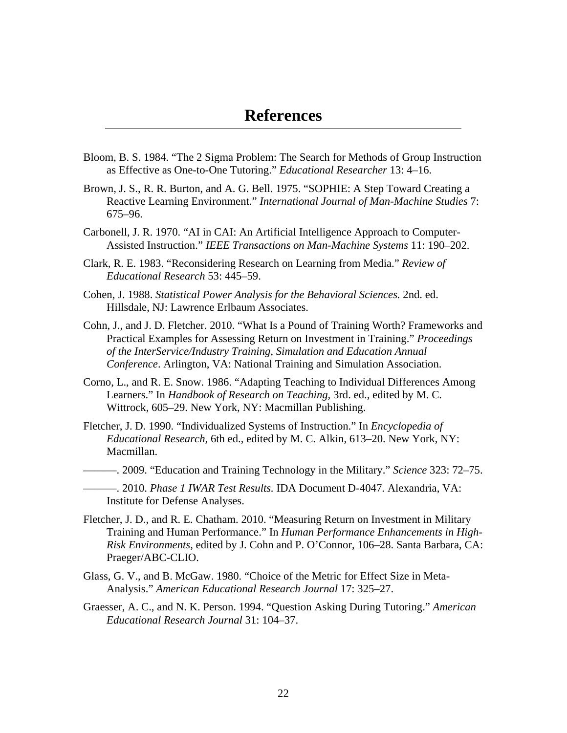# References

Bloom, B. S. 1984. “The 2 Sigma Problem: The Search for Methods of Group Instruction as Effective as One-to-One Tutoring.” *Educational Researcher* 13: 4–16.

Brown, J. S., R. R. Burton, and A. G. Bell. 1975. “SOPHIE: A Step Toward Creating a Reactive Learning Environment.” *International Journal of Man-Machine Studies* 7: 675–96.

Carbonell, J. R. 1970. “AI in CAI: An Artificial Intelligence Approach to Computer-Assisted Instruction.” *IEEE Transactions on Man-Machine Systems* 11: 190–202.

Clark, R. E. 1983. “Reconsidering Research on Learning from Media.” *Review of Educational Research* 53: 445–59.

Cohen, J. 1988. *Statistical Power Analysis for the Behavioral Sciences.* 2nd. ed. Hillsdale, NJ: Lawrence Erlbaum Associates.

Cohn, J., and J. D. Fletcher. 2010. “What Is a Pound of Training Worth? Frameworks and Practical Examples for Assessing Return on Investment in Training.” *Proceedings of the InterService/Industry Training, Simulation and Education Annual Conference*. Arlington, VA: National Training and Simulation Association.

Corno, L., and R. E. Snow. 1986. “Adapting Teaching to Individual Differences Among Learners.” In *Handbook of Research on Teaching,* 3rd. ed., edited by M. C. Wittrock, 605–29. New York, NY: Macmillan Publishing.

Fletcher, J. D. 1990. “Individualized Systems of Instruction.” In *Encyclopedia of Educational Research,* 6th ed., edited by M. C. Alkin, 613–20. New York, NY: Macmillan.

———. 2009. “Education and Training Technology in the Military.” *Science* 323: 72–75.

———. 2010. *Phase 1 IWAR Test Results.* IDA Document D-4047. Alexandria, VA: Institute for Defense Analyses.

Fletcher, J. D., and R. E. Chatham. 2010. “Measuring Return on Investment in Military Training and Human Performance.” In *Human Performance Enhancements in High-Risk Environments*, edited by J. Cohn and P. O’Connor, 106–28. Santa Barbara, CA: Praeger/ABC-CLIO.

Glass, G. V., and B. McGaw. 1980. “Choice of the Metric for Effect Size in Meta-Analysis.” *American Educational Research Journal* 17: 325–27.

Graesser, A. C., and N. K. Person. 1994. “Question Asking During Tutoring.” *American Educational Research Journal* 31: 104–37.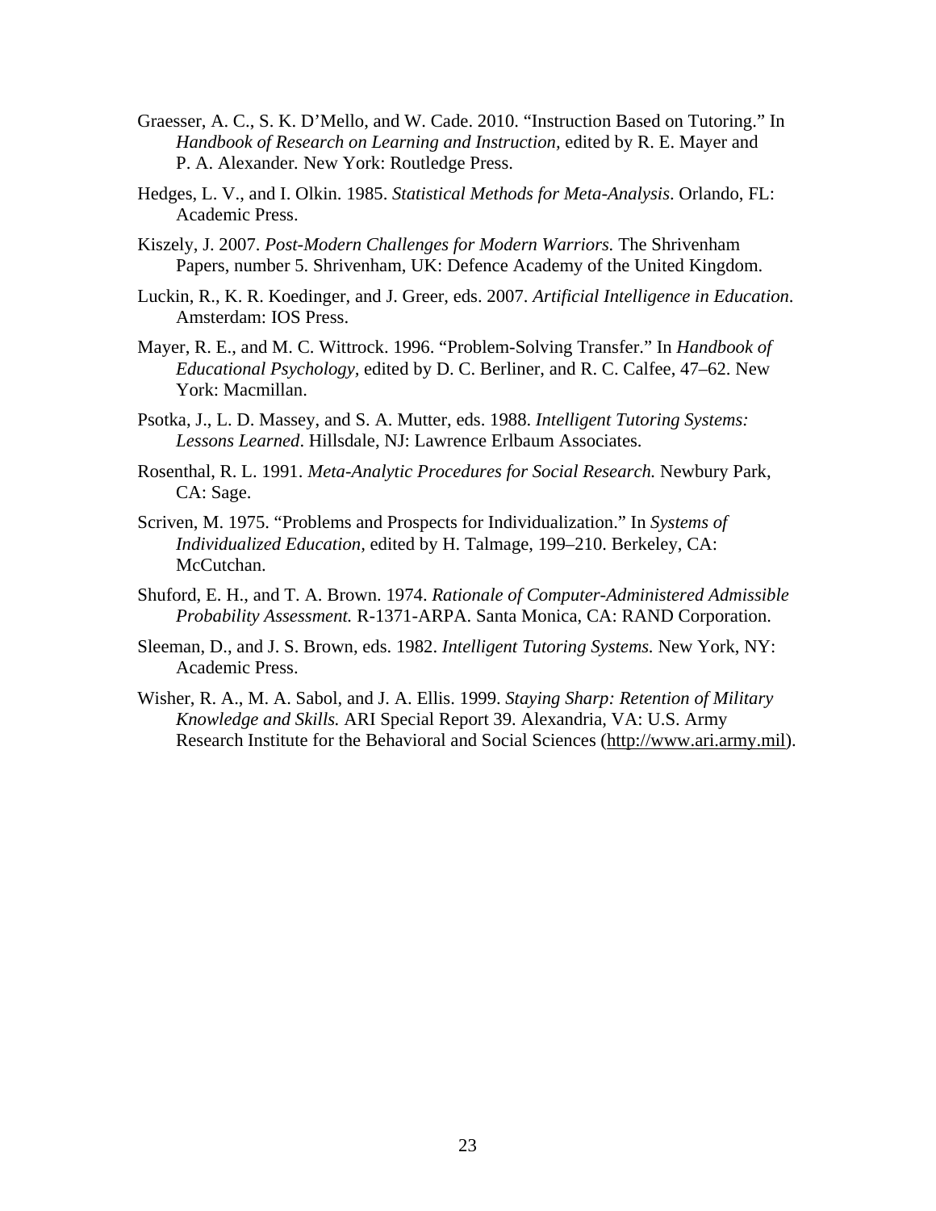Graesser, A. C., S. K. D'Mello, and W. Cade. 2010. "Instruction Based on Tutoring." In *Handbook of Research on Learning and Instruction,* edited by R. E. Mayer and P. A. Alexander. New York: Routledge Press.

Hedges, L. V., and I. Olkin. 1985. *Statistical Methods for Meta-Analysis*. Orlando, FL: Academic Press.

Kiszely, J. 2007. *Post-Modern Challenges for Modern Warriors.* The Shrivenham Papers, number 5. Shrivenham, UK: Defence Academy of the United Kingdom.

Luckin, R., K. R. Koedinger, and J. Greer, eds. 2007. *Artificial Intelligence in Education*. Amsterdam: IOS Press.

Mayer, R. E., and M. C. Wittrock. 1996. "Problem-Solving Transfer." In *Handbook of Educational Psychology,* edited by D. C. Berliner, and R. C. Calfee, 47–62. New York: Macmillan.

Psotka, J., L. D. Massey, and S. A. Mutter, eds. 1988. *Intelligent Tutoring Systems: Lessons Learned*. Hillsdale, NJ: Lawrence Erlbaum Associates.

Rosenthal, R. L. 1991. *Meta-Analytic Procedures for Social Research.* Newbury Park, CA: Sage.

Scriven, M. 1975. "Problems and Prospects for Individualization." In *Systems of Individualized Education,* edited by H. Talmage, 199–210. Berkeley, CA: McCutchan.

Shuford, E. H., and T. A. Brown. 1974. *Rationale of Computer-Administered Admissible Probability Assessment.* R-1371-ARPA. Santa Monica, CA: RAND Corporation.

Sleeman, D., and J. S. Brown, eds. 1982. *Intelligent Tutoring Systems.* New York, NY: Academic Press.

Wisher, R. A., M. A. Sabol, and J. A. Ellis. 1999. *Staying Sharp: Retention of Military Knowledge and Skills.* ARI Special Report 39. Alexandria, VA: U.S. Army Research Institute for the Behavioral and Social Sciences (http://www.ari.army.mil).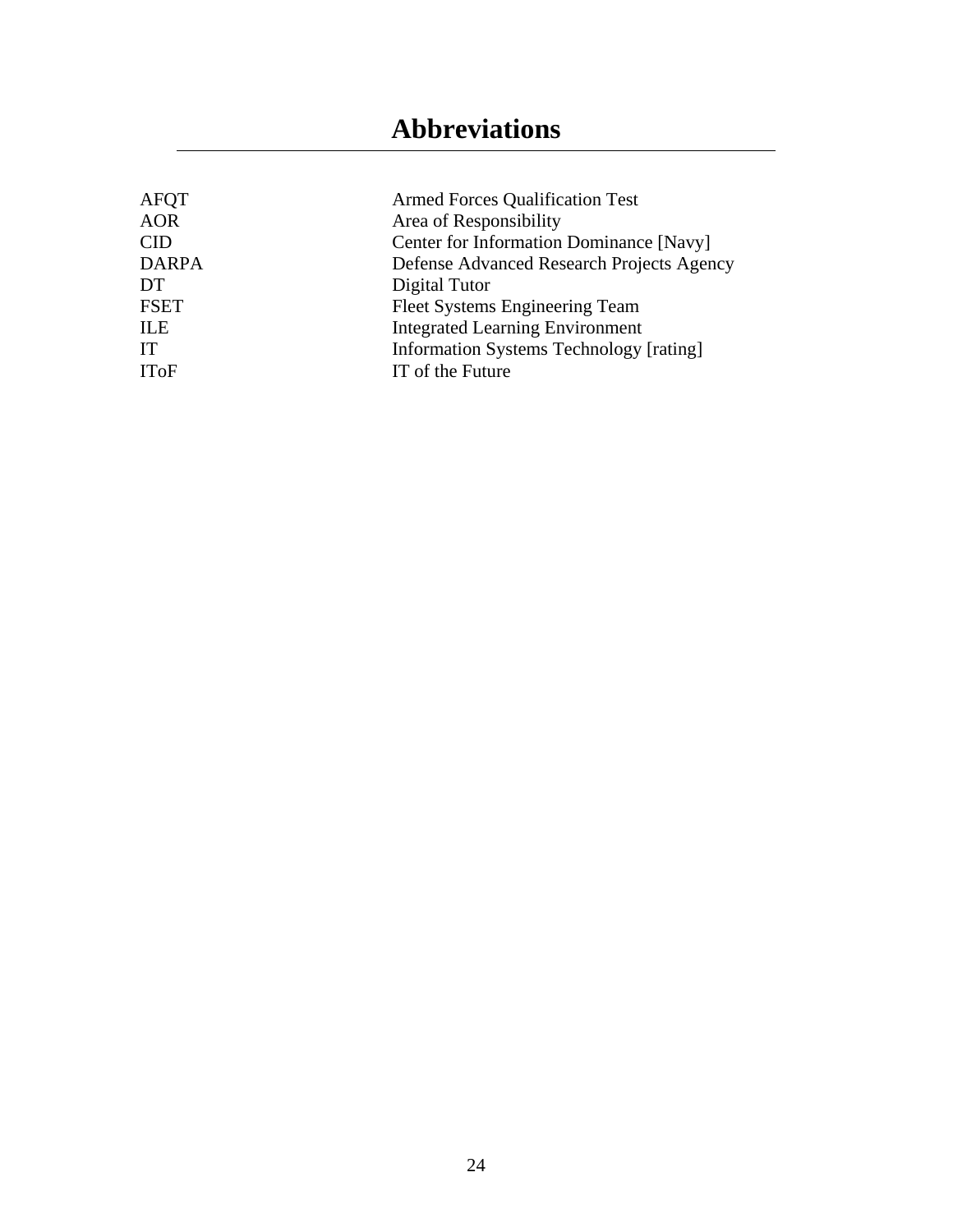# Abbreviations

| | |
|---|---|
| AFQT | Armed Forces Qualification Test |
| AOR | Area of Responsibility |
| CID | Center for Information Dominance [Navy] |
| DARPA | Defense Advanced Research Projects Agency |
| DT | Digital Tutor |
| FSET | Fleet Systems Engineering Team |
| ILE | Integrated Learning Environment |
| IT | Information Systems Technology [rating] |
| IToF | IT of the Future |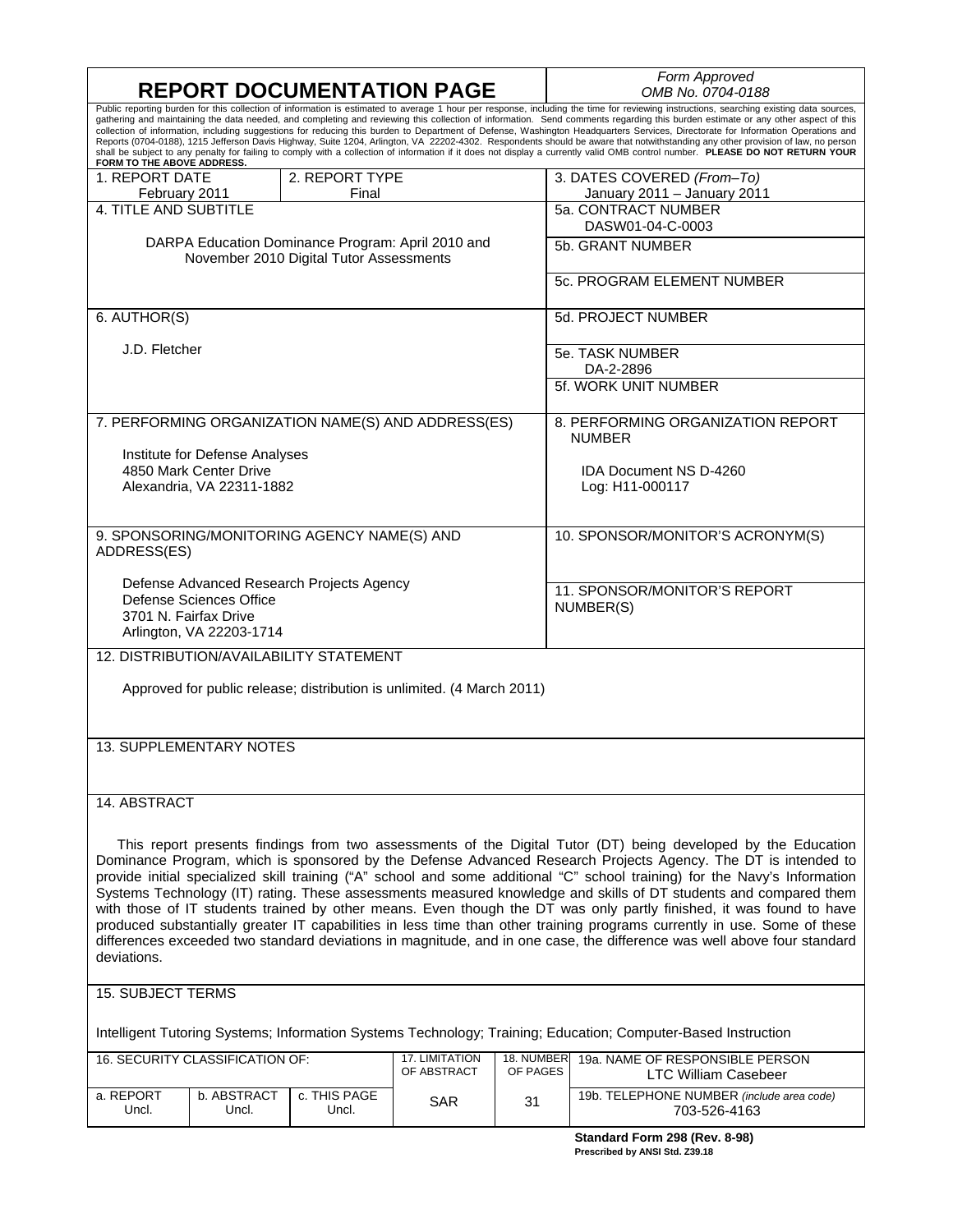# REPORT DOCUMENTATION PAGE

*Form Approved*
*OMB No. 0704-0188*

Public reporting burden for this collection of information is estimated to average 1 hour per response, including the time for reviewing instructions, searching existing data sources, gathering and maintaining the data needed, and completing and reviewing this collection of information. Send comments regarding this burden estimate or any other aspect of this collection of information, including suggestions for reducing this burden to Department of Defense, Washington Headquarters Services, Directorate for Information Operations and Reports (0704-0188), 1215 Jefferson Davis Highway, Suite 1204, Arlington, VA 22202-4302. Respondents should be aware that notwithstanding any other provision of law, no person shall be subject to any penalty for failing to comply with a collection of information if it does not display a currently valid OMB control number. **PLEASE DO NOT RETURN YOUR FORM TO THE ABOVE ADDRESS.**

| | | |
|---|---|---|
| 1. REPORT DATE<br>February 2011 | 2. REPORT TYPE<br>Final | 3. DATES COVERED *(From–To)*<br>January 2011 – January 2011 |
| 4. TITLE AND SUBTITLE<br><br>DARPA Education Dominance Program: April 2010 and November 2010 Digital Tutor Assessments | | 5a. CONTRACT NUMBER<br>DASW01-04-C-0003 |
| | | 5b. GRANT NUMBER |
| | | 5c. PROGRAM ELEMENT NUMBER |
| 6. AUTHOR(S)<br><br>J.D. Fletcher | | 5d. PROJECT NUMBER |
| | | 5e. TASK NUMBER<br>DA-2-2896 |
| | | 5f. WORK UNIT NUMBER |
| 7. PERFORMING ORGANIZATION NAME(S) AND ADDRESS(ES)<br><br>Institute for Defense Analyses<br>4850 Mark Center Drive<br>Alexandria, VA 22311-1882 | | 8. PERFORMING ORGANIZATION REPORT NUMBER<br><br>IDA Document NS D-4260<br>Log: H11-000117 |
| 9. SPONSORING/MONITORING AGENCY NAME(S) AND ADDRESS(ES)<br><br>Defense Advanced Research Projects Agency<br>Defense Sciences Office<br>3701 N. Fairfax Drive<br>Arlington, VA 22203-1714 | | 10. SPONSOR/MONITOR'S ACRONYM(S) |
| | | 11. SPONSOR/MONITOR'S REPORT NUMBER(S) |

12. DISTRIBUTION/AVAILABILITY STATEMENT

Approved for public release; distribution is unlimited. (4 March 2011)

13. SUPPLEMENTARY NOTES

14. ABSTRACT

This report presents findings from two assessments of the Digital Tutor (DT) being developed by the Education Dominance Program, which is sponsored by the Defense Advanced Research Projects Agency. The DT is intended to provide initial specialized skill training ("A" school and some additional "C" school training) for the Navy's Information Systems Technology (IT) rating. These assessments measured knowledge and skills of DT students and compared them with those of IT students trained by other means. Even though the DT was only partly finished, it was found to have produced substantially greater IT capabilities in less time than other training programs currently in use. Some of these differences exceeded two standard deviations in magnitude, and in one case, the difference was well above four standard deviations.

15. SUBJECT TERMS

Intelligent Tutoring Systems; Information Systems Technology; Training; Education; Computer-Based Instruction

| 16. SECURITY CLASSIFICATION OF: | | | 17. LIMITATION OF ABSTRACT | 18. NUMBER OF PAGES | 19a. NAME OF RESPONSIBLE PERSON<br>LTC William Casebeer |
|---|---|---|---|---|---|
| a. REPORT<br>Uncl. | b. ABSTRACT<br>Uncl. | c. THIS PAGE<br>Uncl. | SAR | 31 | 19b. TELEPHONE NUMBER *(include area code)*<br>703-526-4163 |

**Standard Form 298 (Rev. 8-98)**
**Prescribed by ANSI Std. Z39.18**